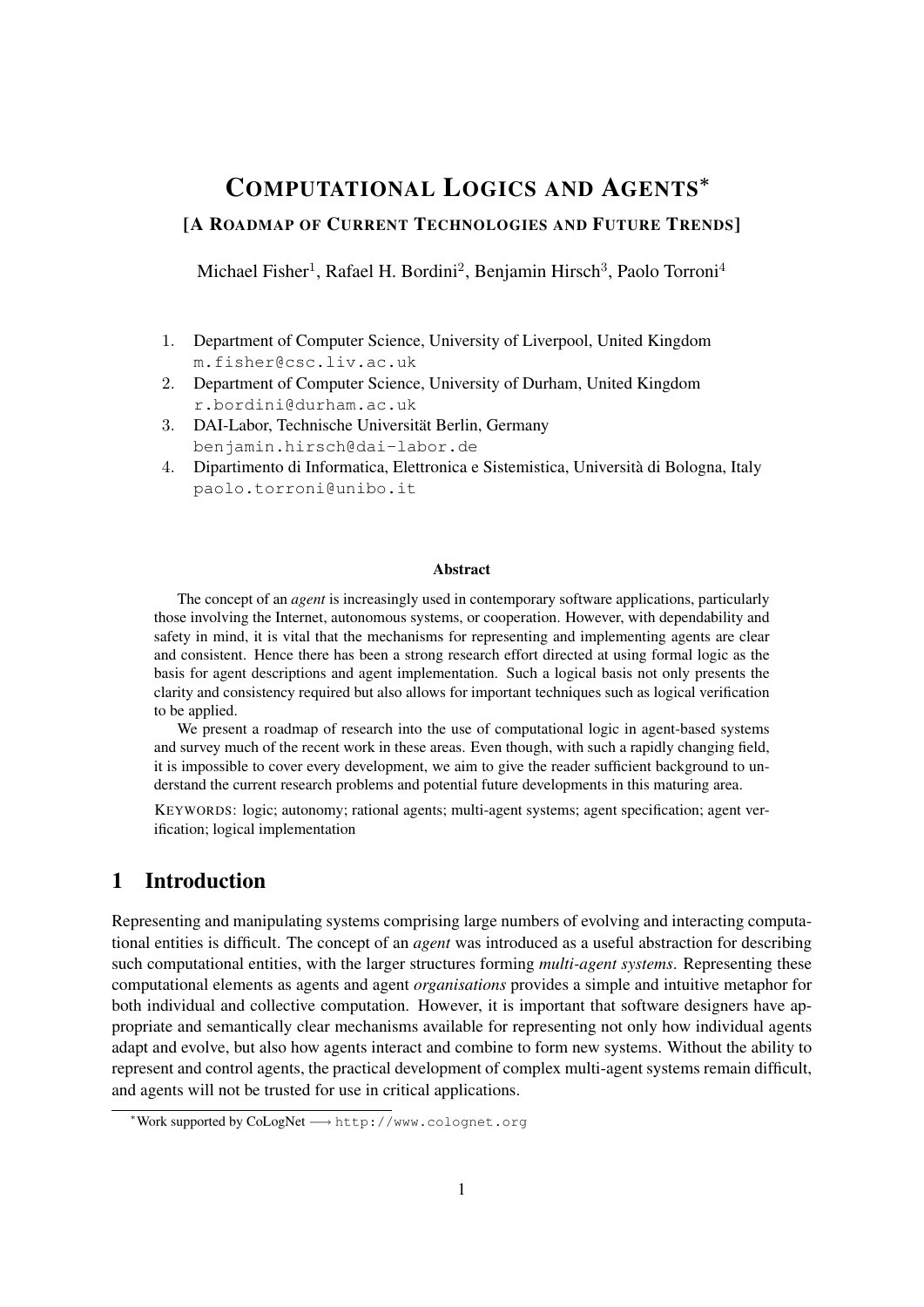# COMPUTATIONAL LOGICS AND AGENTS*

### [A ROADMAP OF CURRENT TECHNOLOGIES AND FUTURE TRENDS]

Michael Fisher[1], Rafael H. Bordini[2], Benjamin Hirsch[3], Paolo Torroni[4]

1. Department of Computer Science, University of Liverpool, United Kingdom  
   m.fisher@csc.liv.ac.uk
2. Department of Computer Science, University of Durham, United Kingdom  
   r.bordini@durham.ac.uk
3. DAI-Labor, Technische Universität Berlin, Germany  
   benjamin.hirsch@dai-labor.de
4. Dipartimento di Informatica, Elettronica e Sistemistica, Università di Bologna, Italy  
   paolo.torroni@unibo.it

**Abstract**

The concept of an *agent* is increasingly used in contemporary software applications, particularly those involving the Internet, autonomous systems, or cooperation. However, with dependability and safety in mind, it is vital that the mechanisms for representing and implementing agents are clear and consistent. Hence there has been a strong research effort directed at using formal logic as the basis for agent descriptions and agent implementation. Such a logical basis not only presents the clarity and consistency required but also allows for important techniques such as logical verification to be applied.

We present a roadmap of research into the use of computational logic in agent-based systems and survey much of the recent work in these areas. Even though, with such a rapidly changing field, it is impossible to cover every development, we aim to give the reader sufficient background to understand the current research problems and potential future developments in this maturing area.

KEYWORDS: logic; autonomy; rational agents; multi-agent systems; agent specification; agent verification; logical implementation

## 1 Introduction

Representing and manipulating systems comprising large numbers of evolving and interacting computational entities is difficult. The concept of an *agent* was introduced as a useful abstraction for describing such computational entities, with the larger structures forming *multi-agent systems*. Representing these computational elements as agents and agent *organisations* provides a simple and intuitive metaphor for both individual and collective computation. However, it is important that software designers have appropriate and semantically clear mechanisms available for representing not only how individual agents adapt and evolve, but also how agents interact and combine to form new systems. Without the ability to represent and control agents, the practical development of complex multi-agent systems remain difficult, and agents will not be trusted for use in critical applications.

*Work supported by CoLogNet ⟶ http://www.colognet.org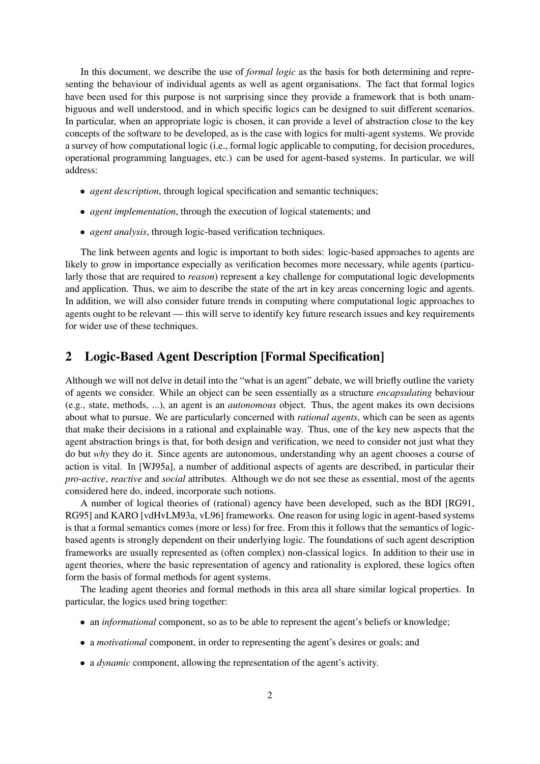In this document, we describe the use of *formal logic* as the basis for both determining and representing the behaviour of individual agents as well as agent organisations. The fact that formal logics have been used for this purpose is not surprising since they provide a framework that is both unambiguous and well understood, and in which specific logics can be designed to suit different scenarios. In particular, when an appropriate logic is chosen, it can provide a level of abstraction close to the key concepts of the software to be developed, as is the case with logics for multi-agent systems. We provide a survey of how computational logic (i.e., formal logic applicable to computing, for decision procedures, operational programming languages, etc.) can be used for agent-based systems. In particular, we will address:

- *agent description*, through logical specification and semantic techniques;
- *agent implementation*, through the execution of logical statements; and
- *agent analysis*, through logic-based verification techniques.

The link between agents and logic is important to both sides: logic-based approaches to agents are likely to grow in importance especially as verification becomes more necessary, while agents (particularly those that are required to *reason*) represent a key challenge for computational logic developments and application. Thus, we aim to describe the state of the art in key areas concerning logic and agents. In addition, we will also consider future trends in computing where computational logic approaches to agents ought to be relevant — this will serve to identify key future research issues and key requirements for wider use of these techniques.

## 2 Logic-Based Agent Description [Formal Specification]

Although we will not delve in detail into the "what is an agent" debate, we will briefly outline the variety of agents we consider. While an object can be seen essentially as a structure *encapsulating* behaviour (e.g., state, methods, ...), an agent is an *autonomous* object. Thus, the agent makes its own decisions about what to pursue. We are particularly concerned with *rational agents*, which can be seen as agents that make their decisions in a rational and explainable way. Thus, one of the key new aspects that the agent abstraction brings is that, for both design and verification, we need to consider not just what they do but *why* they do it. Since agents are autonomous, understanding why an agent chooses a course of action is vital. In [WJ95a], a number of additional aspects of agents are described, in particular their *pro-active*, *reactive* and *social* attributes. Although we do not see these as essential, most of the agents considered here do, indeed, incorporate such notions.

A number of logical theories of (rational) agency have been developed, such as the BDI [RG91, RG95] and KARO [vdHvLM93a, vL96] frameworks. One reason for using logic in agent-based systems is that a formal semantics comes (more or less) for free. From this it follows that the semantics of logic-based agents is strongly dependent on their underlying logic. The foundations of such agent description frameworks are usually represented as (often complex) non-classical logics. In addition to their use in agent theories, where the basic representation of agency and rationality is explored, these logics often form the basis of formal methods for agent systems.

The leading agent theories and formal methods in this area all share similar logical properties. In particular, the logics used bring together:

- an *informational* component, so as to be able to represent the agent's beliefs or knowledge;
- a *motivational* component, in order to representing the agent's desires or goals; and
- a *dynamic* component, allowing the representation of the agent's activity.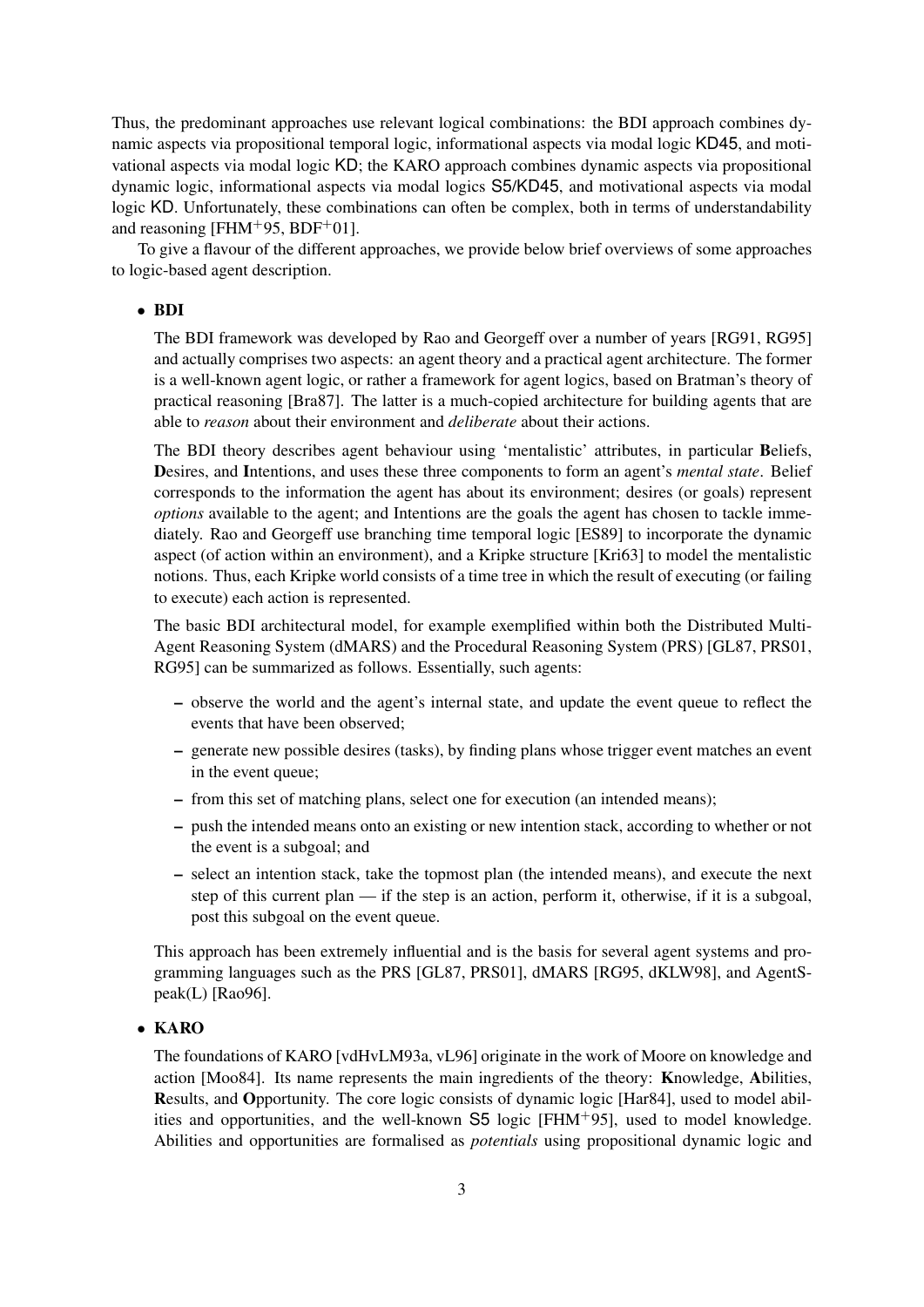Thus, the predominant approaches use relevant logical combinations: the BDI approach combines dynamic aspects via propositional temporal logic, informational aspects via modal logic KD45, and motivational aspects via modal logic KD; the KARO approach combines dynamic aspects via propositional dynamic logic, informational aspects via modal logics S5/KD45, and motivational aspects via modal logic KD. Unfortunately, these combinations can often be complex, both in terms of understandability and reasoning [FHM+95, BDF+01].

To give a flavour of the different approaches, we provide below brief overviews of some approaches to logic-based agent description.

- **BDI**

  The BDI framework was developed by Rao and Georgeff over a number of years [RG91, RG95] and actually comprises two aspects: an agent theory and a practical agent architecture. The former is a well-known agent logic, or rather a framework for agent logics, based on Bratman's theory of practical reasoning [Bra87]. The latter is a much-copied architecture for building agents that are able to *reason* about their environment and *deliberate* about their actions.

  The BDI theory describes agent behaviour using 'mentalistic' attributes, in particular **B**eliefs, **D**esires, and **I**ntentions, and uses these three components to form an agent's *mental state*. Belief corresponds to the information the agent has about its environment; desires (or goals) represent *options* available to the agent; and Intentions are the goals the agent has chosen to tackle immediately. Rao and Georgeff use branching time temporal logic [ES89] to incorporate the dynamic aspect (of action within an environment), and a Kripke structure [Kri63] to model the mentalistic notions. Thus, each Kripke world consists of a time tree in which the result of executing (or failing to execute) each action is represented.

  The basic BDI architectural model, for example exemplified within both the Distributed Multi-Agent Reasoning System (dMARS) and the Procedural Reasoning System (PRS) [GL87, PRS01, RG95] can be summarized as follows. Essentially, such agents:

  - observe the world and the agent's internal state, and update the event queue to reflect the events that have been observed;
  - generate new possible desires (tasks), by finding plans whose trigger event matches an event in the event queue;
  - from this set of matching plans, select one for execution (an intended means);
  - push the intended means onto an existing or new intention stack, according to whether or not the event is a subgoal; and
  - select an intention stack, take the topmost plan (the intended means), and execute the next step of this current plan — if the step is an action, perform it, otherwise, if it is a subgoal, post this subgoal on the event queue.

  This approach has been extremely influential and is the basis for several agent systems and programming languages such as the PRS [GL87, PRS01], dMARS [RG95, dKLW98], and AgentSpeak(L) [Rao96].

- **KARO**

  The foundations of KARO [vdHvLM93a, vL96] originate in the work of Moore on knowledge and action [Moo84]. Its name represents the main ingredients of the theory: **K**nowledge, **A**bilities, **R**esults, and **O**pportunity. The core logic consists of dynamic logic [Har84], used to model abilities and opportunities, and the well-known S5 logic [FHM+95], used to model knowledge. Abilities and opportunities are formalised as *potentials* using propositional dynamic logic and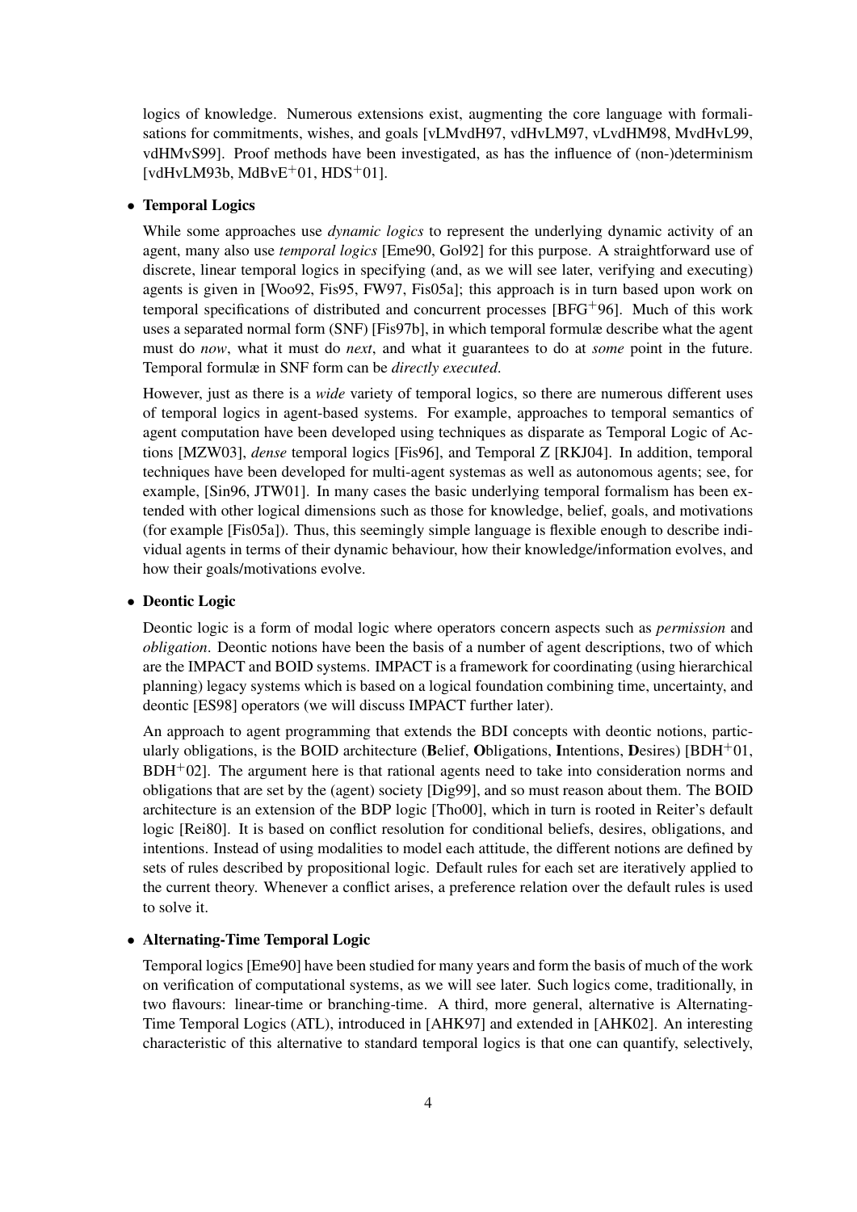logics of knowledge. Numerous extensions exist, augmenting the core language with formalisations for commitments, wishes, and goals [vLMvdH97, vdHvLM97, vLvdHM98, MvdHvL99, vdHMvS99]. Proof methods have been investigated, as has the influence of (non-)determinism [vdHvLM93b, MdBvE+01, HDS+01].

- **Temporal Logics**

  While some approaches use *dynamic logics* to represent the underlying dynamic activity of an agent, many also use *temporal logics* [Eme90, Gol92] for this purpose. A straightforward use of discrete, linear temporal logics in specifying (and, as we will see later, verifying and executing) agents is given in [Woo92, Fis95, FW97, Fis05a]; this approach is in turn based upon work on temporal specifications of distributed and concurrent processes [BFG+96]. Much of this work uses a separated normal form (SNF) [Fis97b], in which temporal formulæ describe what the agent must do *now*, what it must do *next*, and what it guarantees to do at *some* point in the future. Temporal formulæ in SNF form can be *directly executed*.

  However, just as there is a *wide* variety of temporal logics, so there are numerous different uses of temporal logics in agent-based systems. For example, approaches to temporal semantics of agent computation have been developed using techniques as disparate as Temporal Logic of Actions [MZW03], *dense* temporal logics [Fis96], and Temporal Z [RKJ04]. In addition, temporal techniques have been developed for multi-agent systemas as well as autonomous agents; see, for example, [Sin96, JTW01]. In many cases the basic underlying temporal formalism has been extended with other logical dimensions such as those for knowledge, belief, goals, and motivations (for example [Fis05a]). Thus, this seemingly simple language is flexible enough to describe individual agents in terms of their dynamic behaviour, how their knowledge/information evolves, and how their goals/motivations evolve.

- **Deontic Logic**

  Deontic logic is a form of modal logic where operators concern aspects such as *permission* and *obligation*. Deontic notions have been the basis of a number of agent descriptions, two of which are the IMPACT and BOID systems. IMPACT is a framework for coordinating (using hierarchical planning) legacy systems which is based on a logical foundation combining time, uncertainty, and deontic [ES98] operators (we will discuss IMPACT further later).

  An approach to agent programming that extends the BDI concepts with deontic notions, particularly obligations, is the BOID architecture (**B**elief, **O**bligations, **I**ntentions, **D**esires) [BDH+01, BDH+02]. The argument here is that rational agents need to take into consideration norms and obligations that are set by the (agent) society [Dig99], and so must reason about them. The BOID architecture is an extension of the BDP logic [Tho00], which in turn is rooted in Reiter's default logic [Rei80]. It is based on conflict resolution for conditional beliefs, desires, obligations, and intentions. Instead of using modalities to model each attitude, the different notions are defined by sets of rules described by propositional logic. Default rules for each set are iteratively applied to the current theory. Whenever a conflict arises, a preference relation over the default rules is used to solve it.

- **Alternating-Time Temporal Logic**

  Temporal logics [Eme90] have been studied for many years and form the basis of much of the work on verification of computational systems, as we will see later. Such logics come, traditionally, in two flavours: linear-time or branching-time. A third, more general, alternative is Alternating-Time Temporal Logics (ATL), introduced in [AHK97] and extended in [AHK02]. An interesting characteristic of this alternative to standard temporal logics is that one can quantify, selectively,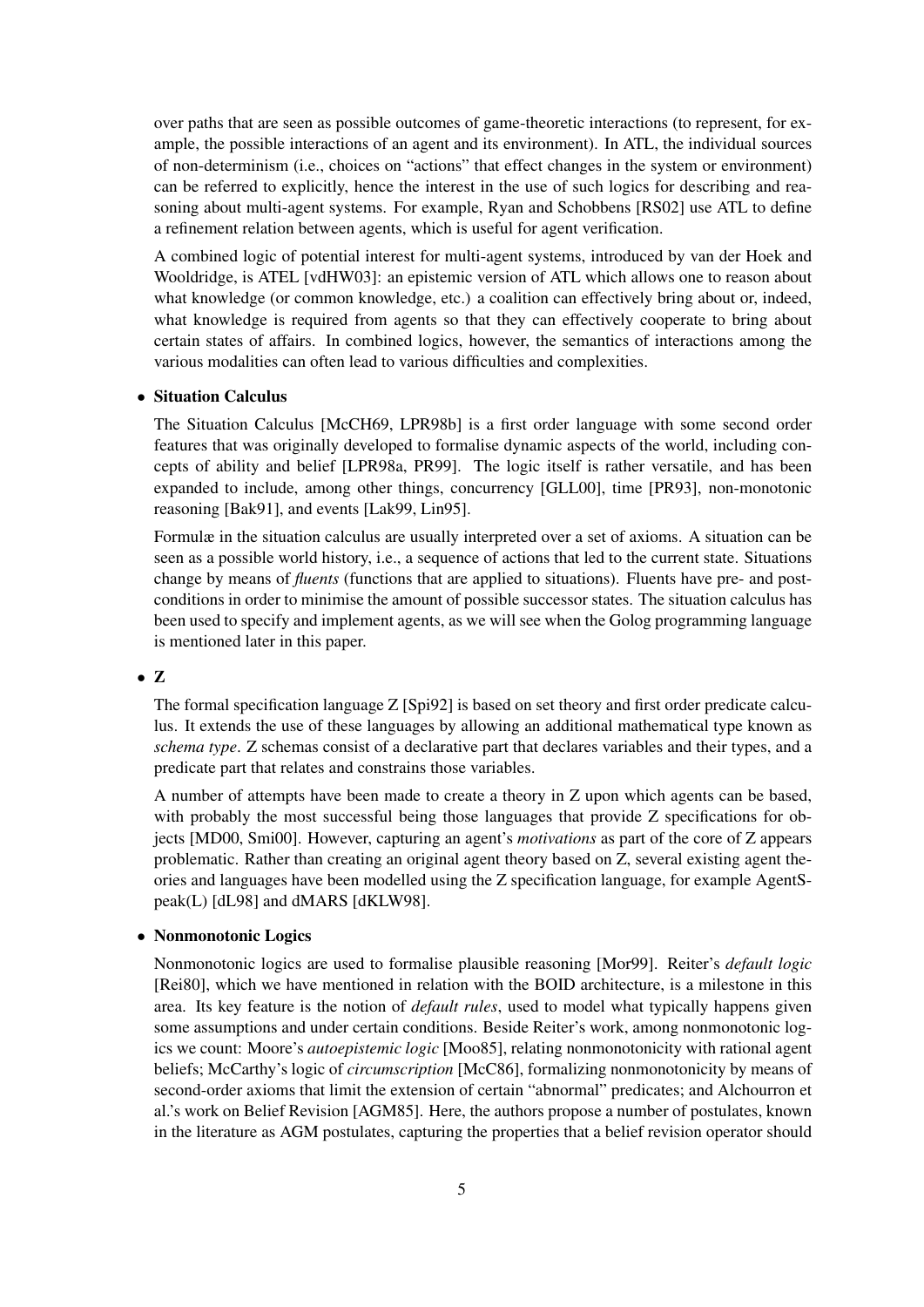over paths that are seen as possible outcomes of game-theoretic interactions (to represent, for example, the possible interactions of an agent and its environment). In ATL, the individual sources of non-determinism (i.e., choices on "actions" that effect changes in the system or environment) can be referred to explicitly, hence the interest in the use of such logics for describing and reasoning about multi-agent systems. For example, Ryan and Schobbens [RS02] use ATL to define a refinement relation between agents, which is useful for agent verification.

A combined logic of potential interest for multi-agent systems, introduced by van der Hoek and Wooldridge, is ATEL [vdHW03]: an epistemic version of ATL which allows one to reason about what knowledge (or common knowledge, etc.) a coalition can effectively bring about or, indeed, what knowledge is required from agents so that they can effectively cooperate to bring about certain states of affairs. In combined logics, however, the semantics of interactions among the various modalities can often lead to various difficulties and complexities.

- **Situation Calculus**

  The Situation Calculus [McCH69, LPR98b] is a first order language with some second order features that was originally developed to formalise dynamic aspects of the world, including concepts of ability and belief [LPR98a, PR99]. The logic itself is rather versatile, and has been expanded to include, among other things, concurrency [GLL00], time [PR93], non-monotonic reasoning [Bak91], and events [Lak99, Lin95].

  Formulæ in the situation calculus are usually interpreted over a set of axioms. A situation can be seen as a possible world history, i.e., a sequence of actions that led to the current state. Situations change by means of *fluents* (functions that are applied to situations). Fluents have pre- and post-conditions in order to minimise the amount of possible successor states. The situation calculus has been used to specify and implement agents, as we will see when the Golog programming language is mentioned later in this paper.

- **Z**

  The formal specification language Z [Spi92] is based on set theory and first order predicate calculus. It extends the use of these languages by allowing an additional mathematical type known as *schema type*. Z schemas consist of a declarative part that declares variables and their types, and a predicate part that relates and constrains those variables.

  A number of attempts have been made to create a theory in Z upon which agents can be based, with probably the most successful being those languages that provide Z specifications for objects [MD00, Smi00]. However, capturing an agent's *motivations* as part of the core of Z appears problematic. Rather than creating an original agent theory based on Z, several existing agent theories and languages have been modelled using the Z specification language, for example AgentSpeak(L) [dL98] and dMARS [dKLW98].

- **Nonmonotonic Logics**

  Nonmonotonic logics are used to formalise plausible reasoning [Mor99]. Reiter's *default logic* [Rei80], which we have mentioned in relation with the BOID architecture, is a milestone in this area. Its key feature is the notion of *default rules*, used to model what typically happens given some assumptions and under certain conditions. Beside Reiter's work, among nonmonotonic logics we count: Moore's *autoepistemic logic* [Moo85], relating nonmonotonicity with rational agent beliefs; McCarthy's logic of *circumscription* [McC86], formalizing nonmonotonicity by means of second-order axioms that limit the extension of certain "abnormal" predicates; and Alchourron et al.'s work on Belief Revision [AGM85]. Here, the authors propose a number of postulates, known in the literature as AGM postulates, capturing the properties that a belief revision operator should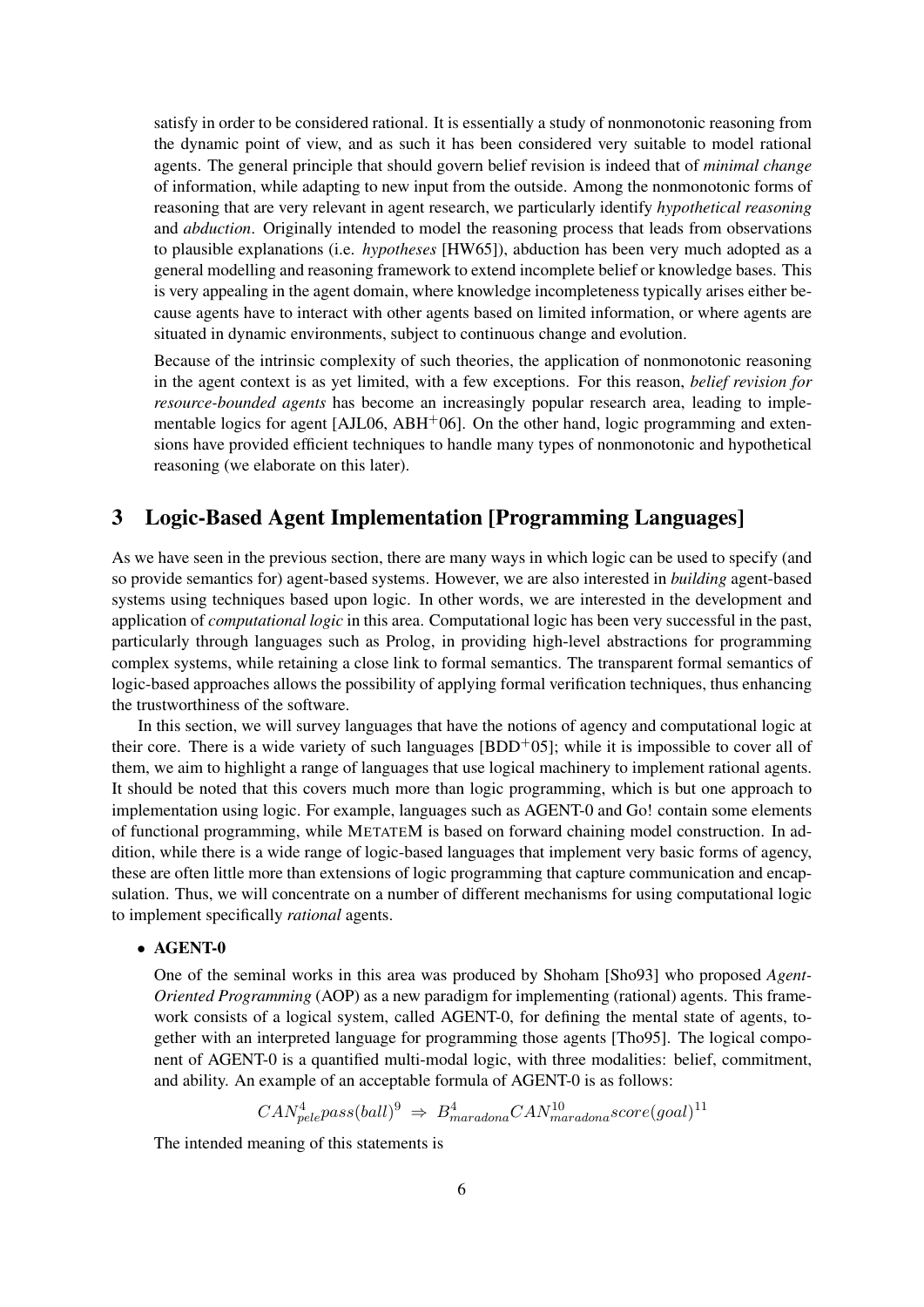satisfy in order to be considered rational. It is essentially a study of nonmonotonic reasoning from the dynamic point of view, and as such it has been considered very suitable to model rational agents. The general principle that should govern belief revision is indeed that of *minimal change* of information, while adapting to new input from the outside. Among the nonmonotonic forms of reasoning that are very relevant in agent research, we particularly identify *hypothetical reasoning* and *abduction*. Originally intended to model the reasoning process that leads from observations to plausible explanations (i.e. *hypotheses* [HW65]), abduction has been very much adopted as a general modelling and reasoning framework to extend incomplete belief or knowledge bases. This is very appealing in the agent domain, where knowledge incompleteness typically arises either because agents have to interact with other agents based on limited information, or where agents are situated in dynamic environments, subject to continuous change and evolution.

Because of the intrinsic complexity of such theories, the application of nonmonotonic reasoning in the agent context is as yet limited, with a few exceptions. For this reason, *belief revision for resource-bounded agents* has become an increasingly popular research area, leading to implementable logics for agent [AJL06, ABH+06]. On the other hand, logic programming and extensions have provided efficient techniques to handle many types of nonmonotonic and hypothetical reasoning (we elaborate on this later).

## 3 Logic-Based Agent Implementation [Programming Languages]

As we have seen in the previous section, there are many ways in which logic can be used to specify (and so provide semantics for) agent-based systems. However, we are also interested in *building* agent-based systems using techniques based upon logic. In other words, we are interested in the development and application of *computational logic* in this area. Computational logic has been very successful in the past, particularly through languages such as Prolog, in providing high-level abstractions for programming complex systems, while retaining a close link to formal semantics. The transparent formal semantics of logic-based approaches allows the possibility of applying formal verification techniques, thus enhancing the trustworthiness of the software.

In this section, we will survey languages that have the notions of agency and computational logic at their core. There is a wide variety of such languages [BDD+05]; while it is impossible to cover all of them, we aim to highlight a range of languages that use logical machinery to implement rational agents. It should be noted that this covers much more than logic programming, which is but one approach to implementation using logic. For example, languages such as AGENT-0 and Go! contain some elements of functional programming, while METATEM is based on forward chaining model construction. In addition, while there is a wide range of logic-based languages that implement very basic forms of agency, these are often little more than extensions of logic programming that capture communication and encapsulation. Thus, we will concentrate on a number of different mechanisms for using computational logic to implement specifically *rational* agents.

- **AGENT-0**

  One of the seminal works in this area was produced by Shoham [Sho93] who proposed *Agent-Oriented Programming* (AOP) as a new paradigm for implementing (rational) agents. This framework consists of a logical system, called AGENT-0, for defining the mental state of agents, together with an interpreted language for programming those agents [Tho95]. The logical component of AGENT-0 is a quantified multi-modal logic, with three modalities: belief, commitment, and ability. An example of an acceptable formula of AGENT-0 is as follows:

  $$CAN^{4}_{pele} pass(ball)^{9} \Rightarrow B^{4}_{maradona} CAN^{10}_{maradona} score(goal)^{11}$$

  The intended meaning of this statements is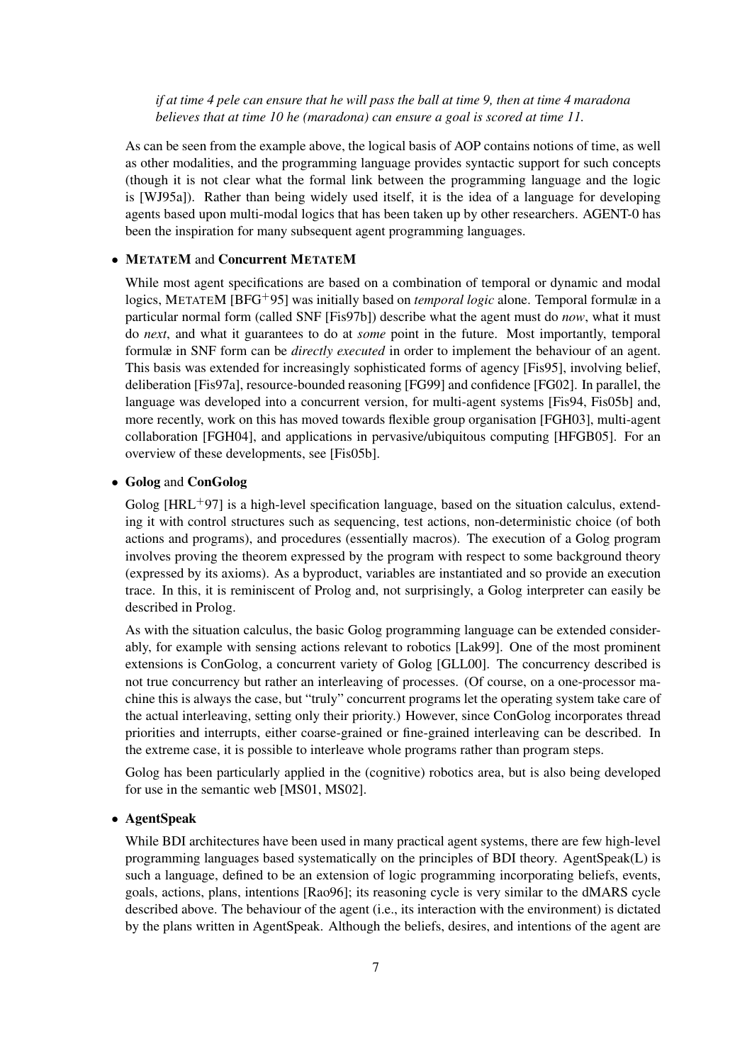*if at time 4 pele can ensure that he will pass the ball at time 9, then at time 4 maradona believes that at time 10 he (maradona) can ensure a goal is scored at time 11.*

As can be seen from the example above, the logical basis of AOP contains notions of time, as well as other modalities, and the programming language provides syntactic support for such concepts (though it is not clear what the formal link between the programming language and the logic is [WJ95a]). Rather than being widely used itself, it is the idea of a language for developing agents based upon multi-modal logics that has been taken up by other researchers. AGENT-0 has been the inspiration for many subsequent agent programming languages.

- **METATEM** and **Concurrent METATEM**

  While most agent specifications are based on a combination of temporal or dynamic and modal logics, METATEM [BFG+95] was initially based on *temporal logic* alone. Temporal formulæ in a particular normal form (called SNF [Fis97b]) describe what the agent must do *now*, what it must do *next*, and what it guarantees to do at *some* point in the future. Most importantly, temporal formulæ in SNF form can be *directly executed* in order to implement the behaviour of an agent. This basis was extended for increasingly sophisticated forms of agency [Fis95], involving belief, deliberation [Fis97a], resource-bounded reasoning [FG99] and confidence [FG02]. In parallel, the language was developed into a concurrent version, for multi-agent systems [Fis94, Fis05b] and, more recently, work on this has moved towards flexible group organisation [FGH03], multi-agent collaboration [FGH04], and applications in pervasive/ubiquitous computing [HFGB05]. For an overview of these developments, see [Fis05b].

- **Golog** and **ConGolog**

  Golog [HRL+97] is a high-level specification language, based on the situation calculus, extending it with control structures such as sequencing, test actions, non-deterministic choice (of both actions and programs), and procedures (essentially macros). The execution of a Golog program involves proving the theorem expressed by the program with respect to some background theory (expressed by its axioms). As a byproduct, variables are instantiated and so provide an execution trace. In this, it is reminiscent of Prolog and, not surprisingly, a Golog interpreter can easily be described in Prolog.

  As with the situation calculus, the basic Golog programming language can be extended considerably, for example with sensing actions relevant to robotics [Lak99]. One of the most prominent extensions is ConGolog, a concurrent variety of Golog [GLL00]. The concurrency described is not true concurrency but rather an interleaving of processes. (Of course, on a one-processor machine this is always the case, but "truly" concurrent programs let the operating system take care of the actual interleaving, setting only their priority.) However, since ConGolog incorporates thread priorities and interrupts, either coarse-grained or fine-grained interleaving can be described. In the extreme case, it is possible to interleave whole programs rather than program steps.

  Golog has been particularly applied in the (cognitive) robotics area, but is also being developed for use in the semantic web [MS01, MS02].

- **AgentSpeak**

  While BDI architectures have been used in many practical agent systems, there are few high-level programming languages based systematically on the principles of BDI theory. AgentSpeak(L) is such a language, defined to be an extension of logic programming incorporating beliefs, events, goals, actions, plans, intentions [Rao96]; its reasoning cycle is very similar to the dMARS cycle described above. The behaviour of the agent (i.e., its interaction with the environment) is dictated by the plans written in AgentSpeak. Although the beliefs, desires, and intentions of the agent are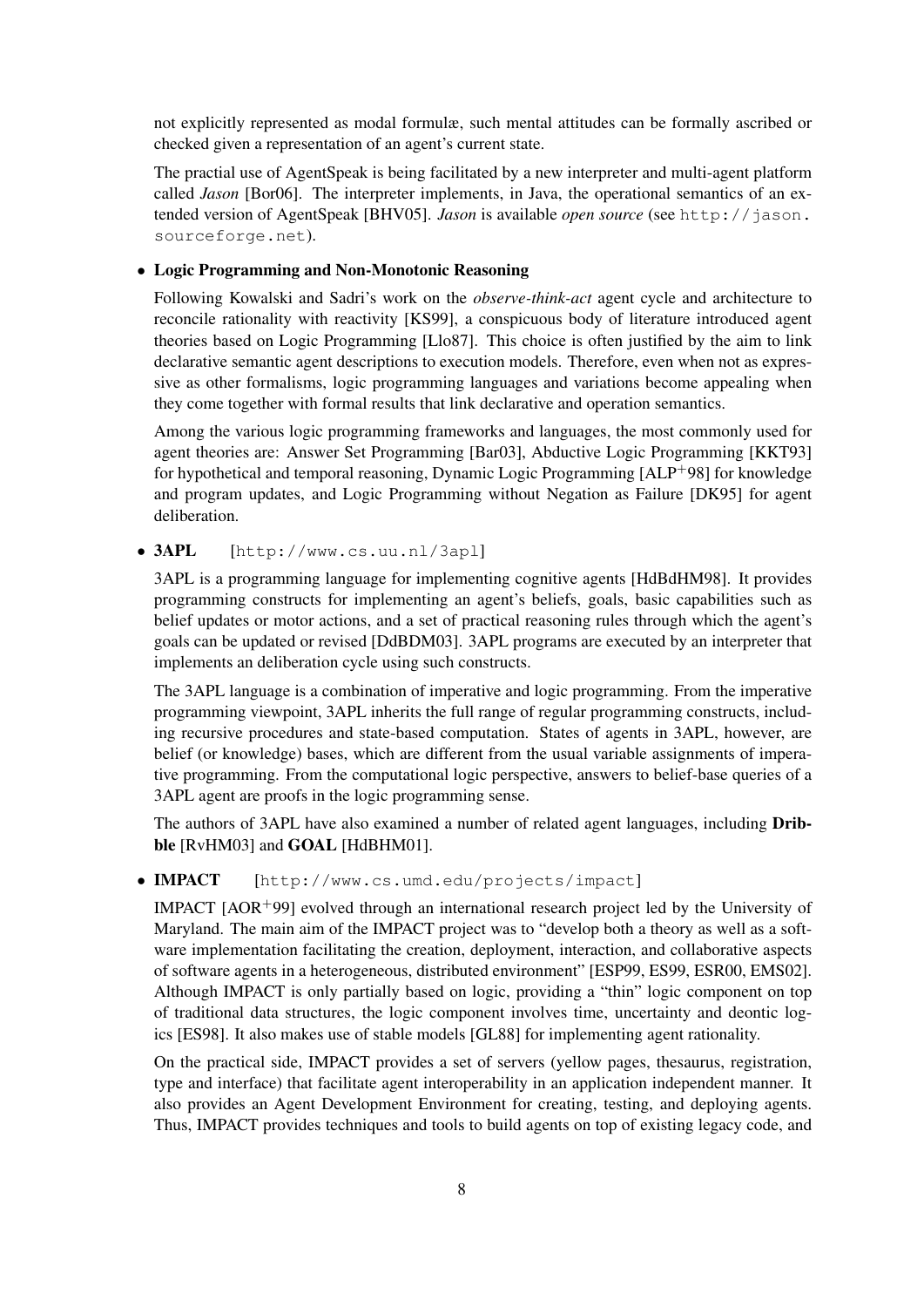not explicitly represented as modal formulæ, such mental attitudes can be formally ascribed or checked given a representation of an agent's current state.

The practial use of AgentSpeak is being facilitated by a new interpreter and multi-agent platform called *Jason* [Bor06]. The interpreter implements, in Java, the operational semantics of an extended version of AgentSpeak [BHV05]. *Jason* is available *open source* (see `http://jason.sourceforge.net`).

- **Logic Programming and Non-Monotonic Reasoning**

  Following Kowalski and Sadri's work on the *observe-think-act* agent cycle and architecture to reconcile rationality with reactivity [KS99], a conspicuous body of literature introduced agent theories based on Logic Programming [Llo87]. This choice is often justified by the aim to link declarative semantic agent descriptions to execution models. Therefore, even when not as expressive as other formalisms, logic programming languages and variations become appealing when they come together with formal results that link declarative and operation semantics.

  Among the various logic programming frameworks and languages, the most commonly used for agent theories are: Answer Set Programming [Bar03], Abductive Logic Programming [KKT93] for hypothetical and temporal reasoning, Dynamic Logic Programming [ALP+98] for knowledge and program updates, and Logic Programming without Negation as Failure [DK95] for agent deliberation.

- **3APL** [`http://www.cs.uu.nl/3apl`]

  3APL is a programming language for implementing cognitive agents [HdBdHM98]. It provides programming constructs for implementing an agent's beliefs, goals, basic capabilities such as belief updates or motor actions, and a set of practical reasoning rules through which the agent's goals can be updated or revised [DdBDM03]. 3APL programs are executed by an interpreter that implements an deliberation cycle using such constructs.

  The 3APL language is a combination of imperative and logic programming. From the imperative programming viewpoint, 3APL inherits the full range of regular programming constructs, including recursive procedures and state-based computation. States of agents in 3APL, however, are belief (or knowledge) bases, which are different from the usual variable assignments of imperative programming. From the computational logic perspective, answers to belief-base queries of a 3APL agent are proofs in the logic programming sense.

  The authors of 3APL have also examined a number of related agent languages, including **Dribble** [RvHM03] and **GOAL** [HdBHM01].

- **IMPACT** [`http://www.cs.umd.edu/projects/impact`]

  IMPACT [AOR+99] evolved through an international research project led by the University of Maryland. The main aim of the IMPACT project was to "develop both a theory as well as a software implementation facilitating the creation, deployment, interaction, and collaborative aspects of software agents in a heterogeneous, distributed environment" [ESP99, ES99, ESR00, EMS02]. Although IMPACT is only partially based on logic, providing a "thin" logic component on top of traditional data structures, the logic component involves time, uncertainty and deontic logics [ES98]. It also makes use of stable models [GL88] for implementing agent rationality.

  On the practical side, IMPACT provides a set of servers (yellow pages, thesaurus, registration, type and interface) that facilitate agent interoperability in an application independent manner. It also provides an Agent Development Environment for creating, testing, and deploying agents. Thus, IMPACT provides techniques and tools to build agents on top of existing legacy code, and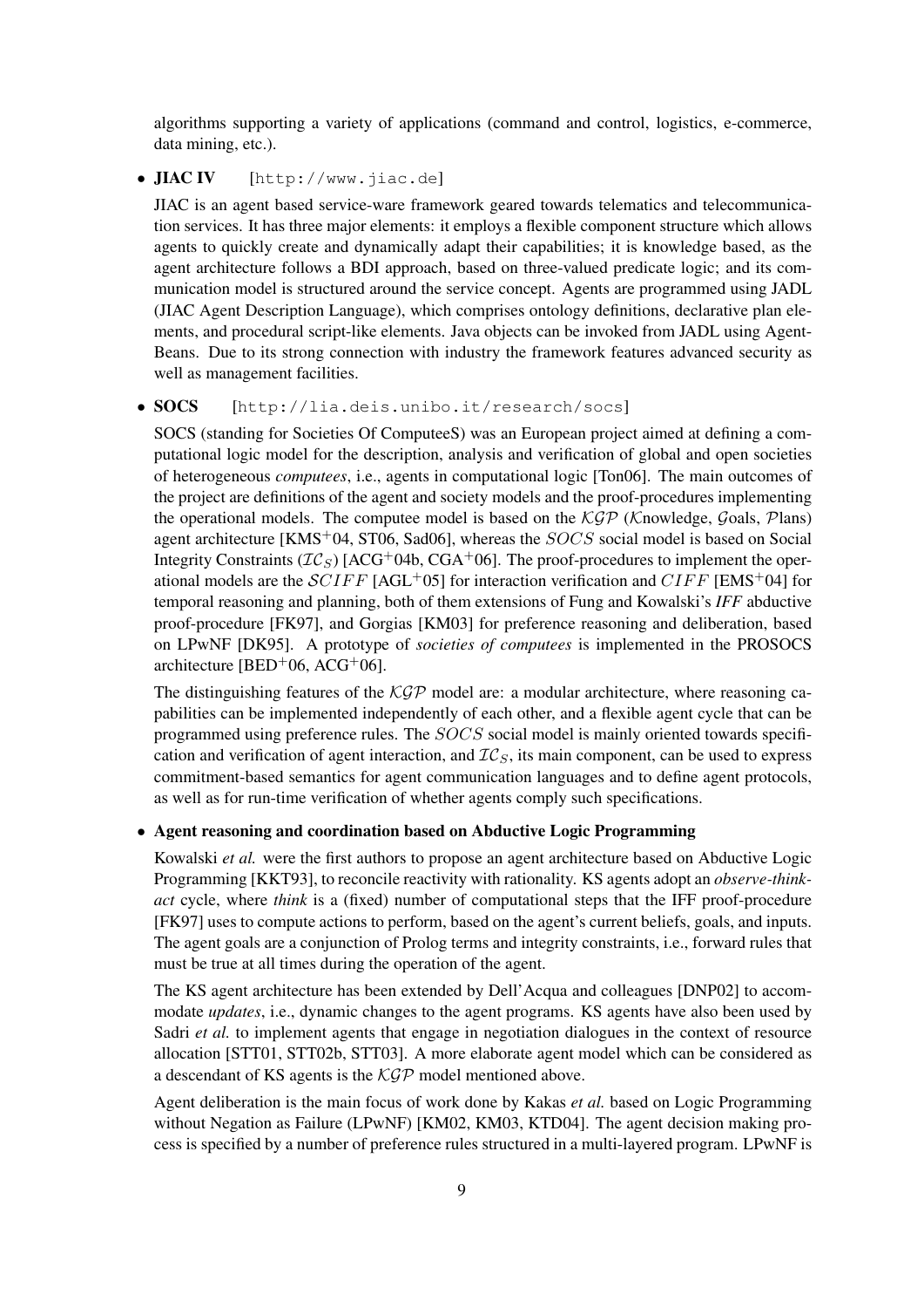algorithms supporting a variety of applications (command and control, logistics, e-commerce, data mining, etc.).

- **JIAC IV** [`http://www.jiac.de`]

  JIAC is an agent based service-ware framework geared towards telematics and telecommunication services. It has three major elements: it employs a flexible component structure which allows agents to quickly create and dynamically adapt their capabilities; it is knowledge based, as the agent architecture follows a BDI approach, based on three-valued predicate logic; and its communication model is structured around the service concept. Agents are programmed using JADL (JIAC Agent Description Language), which comprises ontology definitions, declarative plan elements, and procedural script-like elements. Java objects can be invoked from JADL using AgentBeans. Due to its strong connection with industry the framework features advanced security as well as management facilities.

- **SOCS** [`http://lia.deis.unibo.it/research/socs`]

  SOCS (standing for Societies Of ComputeeS) was an European project aimed at defining a computational logic model for the description, analysis and verification of global and open societies of heterogeneous *computees*, i.e., agents in computational logic [Ton06]. The main outcomes of the project are definitions of the agent and society models and the proof-procedures implementing the operational models. The computee model is based on the $\mathcal{KGP}$ ($\mathcal{K}$nowledge, $\mathcal{G}$oals, $\mathcal{P}$lans) agent architecture [KMS+04, ST06, Sad06], whereas the $SOCS$ social model is based on Social Integrity Constraints ($\mathcal{IC}_S$) [ACG+04b, CGA+06]. The proof-procedures to implement the operational models are the $\mathcal{S}CIFF$ [AGL+05] for interaction verification and $CIFF$ [EMS+04] for temporal reasoning and planning, both of them extensions of Fung and Kowalski's *IFF* abductive proof-procedure [FK97], and Gorgias [KM03] for preference reasoning and deliberation, based on LPwNF [DK95]. A prototype of *societies of computees* is implemented in the PROSOCS architecture [BED+06, ACG+06].

  The distinguishing features of the $\mathcal{KGP}$ model are: a modular architecture, where reasoning capabilities can be implemented independently of each other, and a flexible agent cycle that can be programmed using preference rules. The $SOCS$ social model is mainly oriented towards specification and verification of agent interaction, and $\mathcal{IC}_S$, its main component, can be used to express commitment-based semantics for agent communication languages and to define agent protocols, as well as for run-time verification of whether agents comply such specifications.

- **Agent reasoning and coordination based on Abductive Logic Programming**

  Kowalski *et al.* were the first authors to propose an agent architecture based on Abductive Logic Programming [KKT93], to reconcile reactivity with rationality. KS agents adopt an *observe-think-act* cycle, where *think* is a (fixed) number of computational steps that the IFF proof-procedure [FK97] uses to compute actions to perform, based on the agent's current beliefs, goals, and inputs. The agent goals are a conjunction of Prolog terms and integrity constraints, i.e., forward rules that must be true at all times during the operation of the agent.

  The KS agent architecture has been extended by Dell'Acqua and colleagues [DNP02] to accommodate *updates*, i.e., dynamic changes to the agent programs. KS agents have also been used by Sadri *et al.* to implement agents that engage in negotiation dialogues in the context of resource allocation [STT01, STT02b, STT03]. A more elaborate agent model which can be considered as a descendant of KS agents is the $\mathcal{KGP}$ model mentioned above.

  Agent deliberation is the main focus of work done by Kakas *et al.* based on Logic Programming without Negation as Failure (LPwNF) [KM02, KM03, KTD04]. The agent decision making process is specified by a number of preference rules structured in a multi-layered program. LPwNF is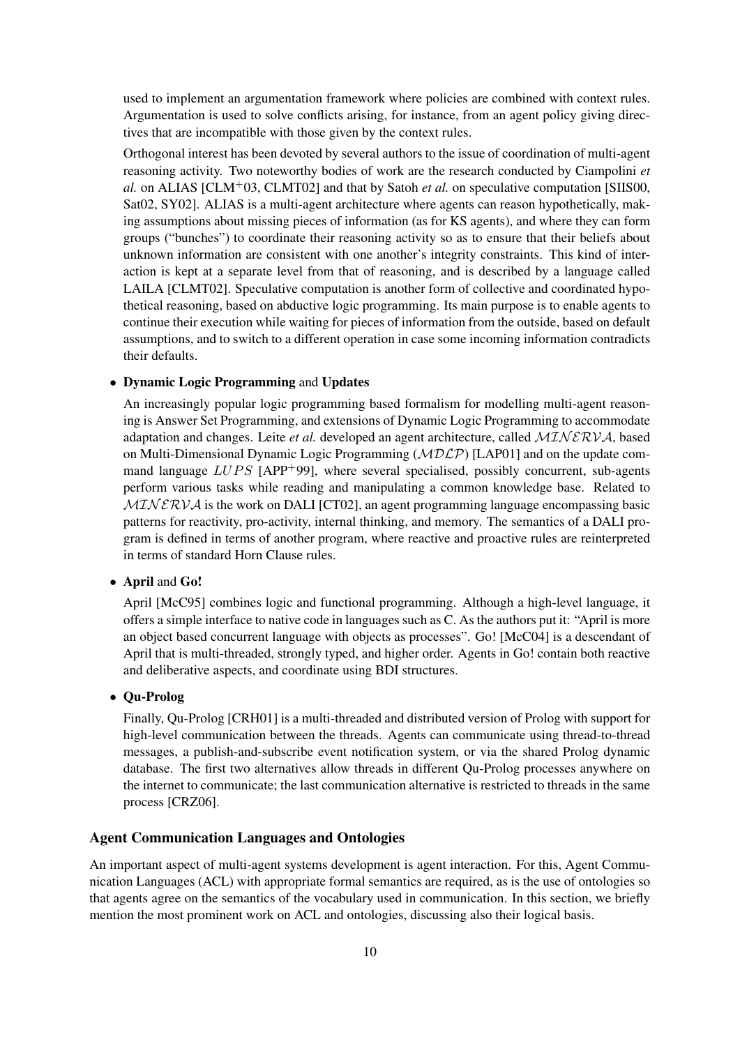used to implement an argumentation framework where policies are combined with context rules. Argumentation is used to solve conflicts arising, for instance, from an agent policy giving directives that are incompatible with those given by the context rules.

Orthogonal interest has been devoted by several authors to the issue of coordination of multi-agent reasoning activity. Two noteworthy bodies of work are the research conducted by Ciampolini *et al.* on ALIAS [CLM$^+$03, CLMT02] and that by Satoh *et al.* on speculative computation [SIIS00, Sat02, SY02]. ALIAS is a multi-agent architecture where agents can reason hypothetically, making assumptions about missing pieces of information (as for KS agents), and where they can form groups ("bunches") to coordinate their reasoning activity so as to ensure that their beliefs about unknown information are consistent with one another's integrity constraints. This kind of interaction is kept at a separate level from that of reasoning, and is described by a language called LAILA [CLMT02]. Speculative computation is another form of collective and coordinated hypothetical reasoning, based on abductive logic programming. Its main purpose is to enable agents to continue their execution while waiting for pieces of information from the outside, based on default assumptions, and to switch to a different operation in case some incoming information contradicts their defaults.

- **Dynamic Logic Programming** and **Updates**

  An increasingly popular logic programming based formalism for modelling multi-agent reasoning is Answer Set Programming, and extensions of Dynamic Logic Programming to accommodate adaptation and changes. Leite *et al.* developed an agent architecture, called $\mathcal{MINERVA}$, based on Multi-Dimensional Dynamic Logic Programming ($\mathcal{MDLP}$) [LAP01] and on the update command language $LUPS$ [APP$^+$99], where several specialised, possibly concurrent, sub-agents perform various tasks while reading and manipulating a common knowledge base. Related to $\mathcal{MINERVA}$ is the work on DALI [CT02], an agent programming language encompassing basic patterns for reactivity, pro-activity, internal thinking, and memory. The semantics of a DALI program is defined in terms of another program, where reactive and proactive rules are reinterpreted in terms of standard Horn Clause rules.

- **April** and **Go!**

  April [McC95] combines logic and functional programming. Although a high-level language, it offers a simple interface to native code in languages such as C. As the authors put it: "April is more an object based concurrent language with objects as processes". Go! [McC04] is a descendant of April that is multi-threaded, strongly typed, and higher order. Agents in Go! contain both reactive and deliberative aspects, and coordinate using BDI structures.

- **Qu-Prolog**

  Finally, Qu-Prolog [CRH01] is a multi-threaded and distributed version of Prolog with support for high-level communication between the threads. Agents can communicate using thread-to-thread messages, a publish-and-subscribe event notification system, or via the shared Prolog dynamic database. The first two alternatives allow threads in different Qu-Prolog processes anywhere on the internet to communicate; the last communication alternative is restricted to threads in the same process [CRZ06].

### Agent Communication Languages and Ontologies

An important aspect of multi-agent systems development is agent interaction. For this, Agent Communication Languages (ACL) with appropriate formal semantics are required, as is the use of ontologies so that agents agree on the semantics of the vocabulary used in communication. In this section, we briefly mention the most prominent work on ACL and ontologies, discussing also their logical basis.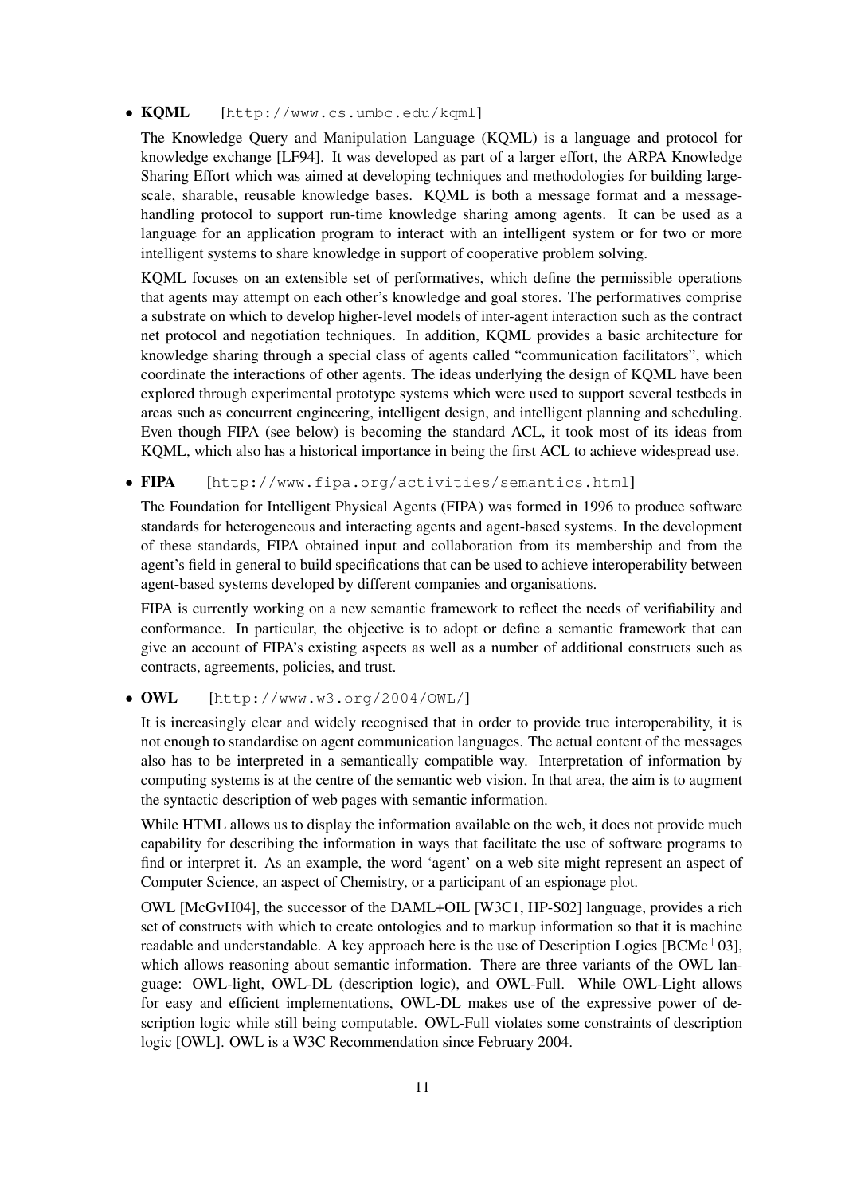- **KQML** [http://www.cs.umbc.edu/kqml]

  The Knowledge Query and Manipulation Language (KQML) is a language and protocol for knowledge exchange [LF94]. It was developed as part of a larger effort, the ARPA Knowledge Sharing Effort which was aimed at developing techniques and methodologies for building large-scale, sharable, reusable knowledge bases. KQML is both a message format and a message-handling protocol to support run-time knowledge sharing among agents. It can be used as a language for an application program to interact with an intelligent system or for two or more intelligent systems to share knowledge in support of cooperative problem solving.

  KQML focuses on an extensible set of performatives, which define the permissible operations that agents may attempt on each other's knowledge and goal stores. The performatives comprise a substrate on which to develop higher-level models of inter-agent interaction such as the contract net protocol and negotiation techniques. In addition, KQML provides a basic architecture for knowledge sharing through a special class of agents called "communication facilitators", which coordinate the interactions of other agents. The ideas underlying the design of KQML have been explored through experimental prototype systems which were used to support several testbeds in areas such as concurrent engineering, intelligent design, and intelligent planning and scheduling. Even though FIPA (see below) is becoming the standard ACL, it took most of its ideas from KQML, which also has a historical importance in being the first ACL to achieve widespread use.

- **FIPA** [http://www.fipa.org/activities/semantics.html]

  The Foundation for Intelligent Physical Agents (FIPA) was formed in 1996 to produce software standards for heterogeneous and interacting agents and agent-based systems. In the development of these standards, FIPA obtained input and collaboration from its membership and from the agent's field in general to build specifications that can be used to achieve interoperability between agent-based systems developed by different companies and organisations.

  FIPA is currently working on a new semantic framework to reflect the needs of verifiability and conformance. In particular, the objective is to adopt or define a semantic framework that can give an account of FIPA's existing aspects as well as a number of additional constructs such as contracts, agreements, policies, and trust.

- **OWL** [http://www.w3.org/2004/OWL/]

  It is increasingly clear and widely recognised that in order to provide true interoperability, it is not enough to standardise on agent communication languages. The actual content of the messages also has to be interpreted in a semantically compatible way. Interpretation of information by computing systems is at the centre of the semantic web vision. In that area, the aim is to augment the syntactic description of web pages with semantic information.

  While HTML allows us to display the information available on the web, it does not provide much capability for describing the information in ways that facilitate the use of software programs to find or interpret it. As an example, the word 'agent' on a web site might represent an aspect of Computer Science, an aspect of Chemistry, or a participant of an espionage plot.

  OWL [McGvH04], the successor of the DAML+OIL [W3C1, HP-S02] language, provides a rich set of constructs with which to create ontologies and to markup information so that it is machine readable and understandable. A key approach here is the use of Description Logics [BCMc+03], which allows reasoning about semantic information. There are three variants of the OWL language: OWL-light, OWL-DL (description logic), and OWL-Full. While OWL-Light allows for easy and efficient implementations, OWL-DL makes use of the expressive power of description logic while still being computable. OWL-Full violates some constraints of description logic [OWL]. OWL is a W3C Recommendation since February 2004.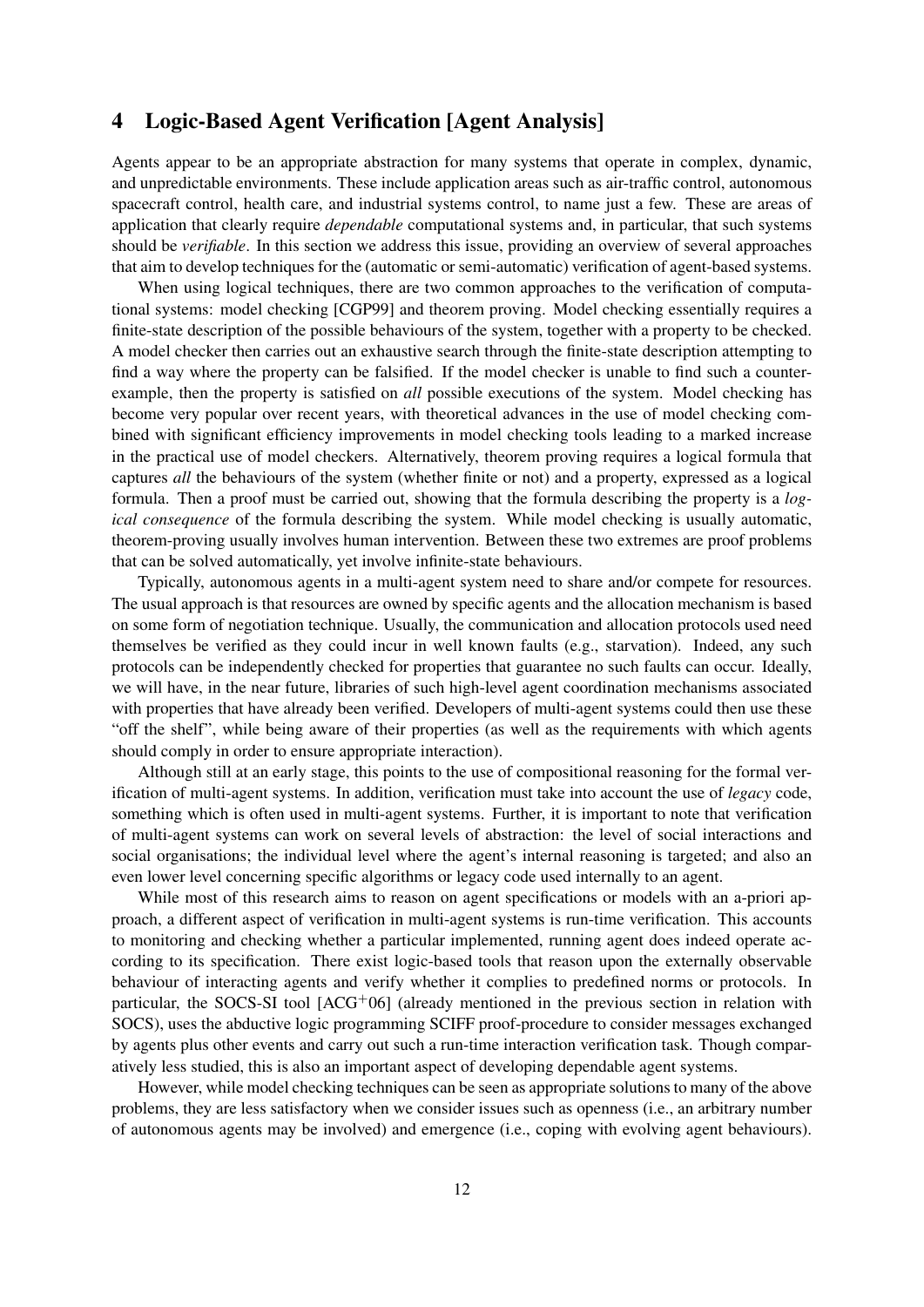## 4 Logic-Based Agent Verification [Agent Analysis]

Agents appear to be an appropriate abstraction for many systems that operate in complex, dynamic, and unpredictable environments. These include application areas such as air-traffic control, autonomous spacecraft control, health care, and industrial systems control, to name just a few. These are areas of application that clearly require *dependable* computational systems and, in particular, that such systems should be *verifiable*. In this section we address this issue, providing an overview of several approaches that aim to develop techniques for the (automatic or semi-automatic) verification of agent-based systems.

When using logical techniques, there are two common approaches to the verification of computational systems: model checking [CGP99] and theorem proving. Model checking essentially requires a finite-state description of the possible behaviours of the system, together with a property to be checked. A model checker then carries out an exhaustive search through the finite-state description attempting to find a way where the property can be falsified. If the model checker is unable to find such a counter-example, then the property is satisfied on *all* possible executions of the system. Model checking has become very popular over recent years, with theoretical advances in the use of model checking combined with significant efficiency improvements in model checking tools leading to a marked increase in the practical use of model checkers. Alternatively, theorem proving requires a logical formula that captures *all* the behaviours of the system (whether finite or not) and a property, expressed as a logical formula. Then a proof must be carried out, showing that the formula describing the property is a *logical consequence* of the formula describing the system. While model checking is usually automatic, theorem-proving usually involves human intervention. Between these two extremes are proof problems that can be solved automatically, yet involve infinite-state behaviours.

Typically, autonomous agents in a multi-agent system need to share and/or compete for resources. The usual approach is that resources are owned by specific agents and the allocation mechanism is based on some form of negotiation technique. Usually, the communication and allocation protocols used need themselves be verified as they could incur in well known faults (e.g., starvation). Indeed, any such protocols can be independently checked for properties that guarantee no such faults can occur. Ideally, we will have, in the near future, libraries of such high-level agent coordination mechanisms associated with properties that have already been verified. Developers of multi-agent systems could then use these "off the shelf", while being aware of their properties (as well as the requirements with which agents should comply in order to ensure appropriate interaction).

Although still at an early stage, this points to the use of compositional reasoning for the formal verification of multi-agent systems. In addition, verification must take into account the use of *legacy* code, something which is often used in multi-agent systems. Further, it is important to note that verification of multi-agent systems can work on several levels of abstraction: the level of social interactions and social organisations; the individual level where the agent's internal reasoning is targeted; and also an even lower level concerning specific algorithms or legacy code used internally to an agent.

While most of this research aims to reason on agent specifications or models with an a-priori approach, a different aspect of verification in multi-agent systems is run-time verification. This accounts to monitoring and checking whether a particular implemented, running agent does indeed operate according to its specification. There exist logic-based tools that reason upon the externally observable behaviour of interacting agents and verify whether it complies to predefined norms or protocols. In particular, the SOCS-SI tool [ACG+06] (already mentioned in the previous section in relation with SOCS), uses the abductive logic programming SCIFF proof-procedure to consider messages exchanged by agents plus other events and carry out such a run-time interaction verification task. Though comparatively less studied, this is also an important aspect of developing dependable agent systems.

However, while model checking techniques can be seen as appropriate solutions to many of the above problems, they are less satisfactory when we consider issues such as openness (i.e., an arbitrary number of autonomous agents may be involved) and emergence (i.e., coping with evolving agent behaviours).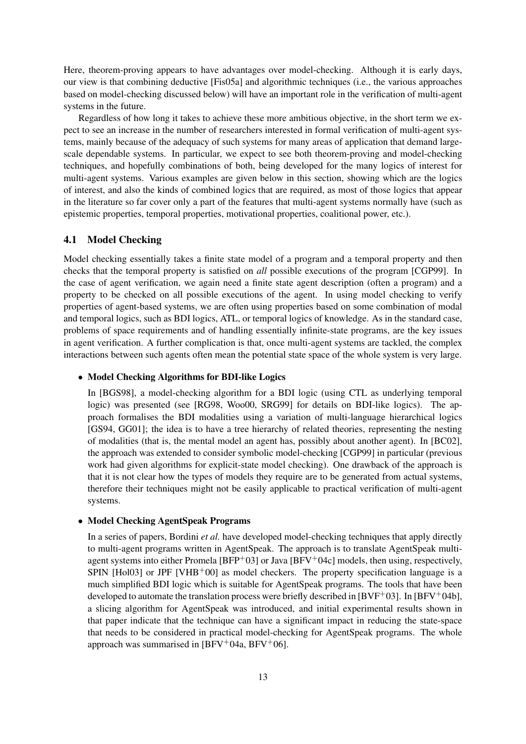Here, theorem-proving appears to have advantages over model-checking. Although it is early days, our view is that combining deductive [Fis05a] and algorithmic techniques (i.e., the various approaches based on model-checking discussed below) will have an important role in the verification of multi-agent systems in the future.

Regardless of how long it takes to achieve these more ambitious objective, in the short term we expect to see an increase in the number of researchers interested in formal verification of multi-agent systems, mainly because of the adequacy of such systems for many areas of application that demand large-scale dependable systems. In particular, we expect to see both theorem-proving and model-checking techniques, and hopefully combinations of both, being developed for the many logics of interest for multi-agent systems. Various examples are given below in this section, showing which are the logics of interest, and also the kinds of combined logics that are required, as most of those logics that appear in the literature so far cover only a part of the features that multi-agent systems normally have (such as epistemic properties, temporal properties, motivational properties, coalitional power, etc.).

### 4.1 Model Checking

Model checking essentially takes a finite state model of a program and a temporal property and then checks that the temporal property is satisfied on *all* possible executions of the program [CGP99]. In the case of agent verification, we again need a finite state agent description (often a program) and a property to be checked on all possible executions of the agent. In using model checking to verify properties of agent-based systems, we are often using properties based on some combination of modal and temporal logics, such as BDI logics, ATL, or temporal logics of knowledge. As in the standard case, problems of space requirements and of handling essentially infinite-state programs, are the key issues in agent verification. A further complication is that, once multi-agent systems are tackled, the complex interactions between such agents often mean the potential state space of the whole system is very large.

- **Model Checking Algorithms for BDI-like Logics**

  In [BGS98], a model-checking algorithm for a BDI logic (using CTL as underlying temporal logic) was presented (see [RG98, Woo00, SRG99] for details on BDI-like logics). The approach formalises the BDI modalities using a variation of multi-language hierarchical logics [GS94, GG01]; the idea is to have a tree hierarchy of related theories, representing the nesting of modalities (that is, the mental model an agent has, possibly about another agent). In [BC02], the approach was extended to consider symbolic model-checking [CGP99] in particular (previous work had given algorithms for explicit-state model checking). One drawback of the approach is that it is not clear how the types of models they require are to be generated from actual systems, therefore their techniques might not be easily applicable to practical verification of multi-agent systems.

- **Model Checking AgentSpeak Programs**

  In a series of papers, Bordini *et al.* have developed model-checking techniques that apply directly to multi-agent programs written in AgentSpeak. The approach is to translate AgentSpeak multi-agent systems into either Promela [BFP+03] or Java [BFV+04c] models, then using, respectively, SPIN [Hol03] or JPF [VHB+00] as model checkers. The property specification language is a much simplified BDI logic which is suitable for AgentSpeak programs. The tools that have been developed to automate the translation process were briefly described in [BVF+03]. In [BFV+04b], a slicing algorithm for AgentSpeak was introduced, and initial experimental results shown in that paper indicate that the technique can have a significant impact in reducing the state-space that needs to be considered in practical model-checking for AgentSpeak programs. The whole approach was summarised in [BFV+04a, BFV+06].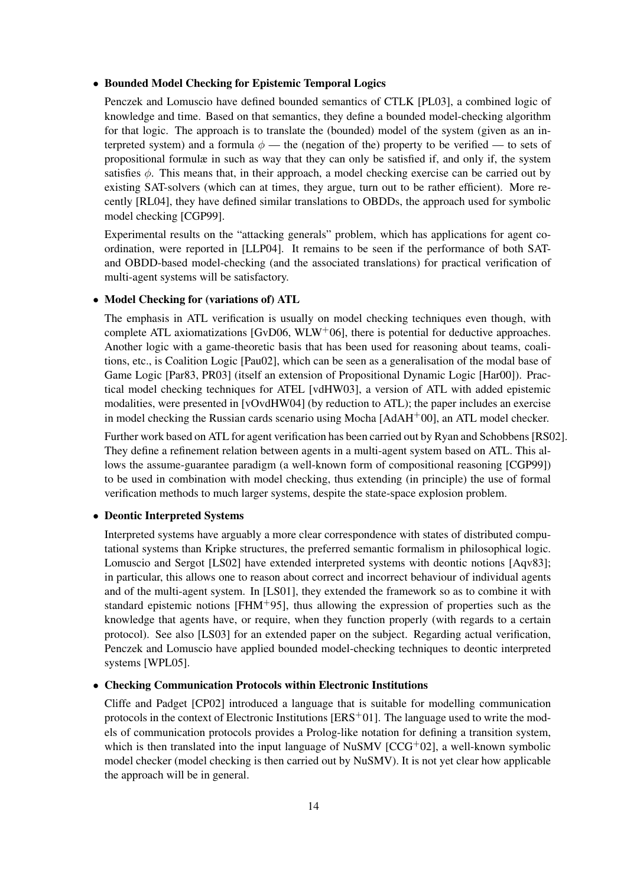- **Bounded Model Checking for Epistemic Temporal Logics**

  Penczek and Lomuscio have defined bounded semantics of CTLK [PL03], a combined logic of knowledge and time. Based on that semantics, they define a bounded model-checking algorithm for that logic. The approach is to translate the (bounded) model of the system (given as an interpreted system) and a formula $\phi$ — the (negation of the) property to be verified — to sets of propositional formulæ in such as way that they can only be satisfied if, and only if, the system satisfies $\phi$. This means that, in their approach, a model checking exercise can be carried out by existing SAT-solvers (which can at times, they argue, turn out to be rather efficient). More recently [RL04], they have defined similar translations to OBDDs, the approach used for symbolic model checking [CGP99].

  Experimental results on the "attacking generals" problem, which has applications for agent coordination, were reported in [LLP04]. It remains to be seen if the performance of both SAT- and OBDD-based model-checking (and the associated translations) for practical verification of multi-agent systems will be satisfactory.

- **Model Checking for (variations of) ATL**

  The emphasis in ATL verification is usually on model checking techniques even though, with complete ATL axiomatizations [GvD06, WLW+06], there is potential for deductive approaches. Another logic with a game-theoretic basis that has been used for reasoning about teams, coalitions, etc., is Coalition Logic [Pau02], which can be seen as a generalisation of the modal base of Game Logic [Par83, PR03] (itself an extension of Propositional Dynamic Logic [Har00]). Practical model checking techniques for ATEL [vdHW03], a version of ATL with added epistemic modalities, were presented in [vOvdHW04] (by reduction to ATL); the paper includes an exercise in model checking the Russian cards scenario using Mocha [AdAH+00], an ATL model checker.

  Further work based on ATL for agent verification has been carried out by Ryan and Schobbens [RS02]. They define a refinement relation between agents in a multi-agent system based on ATL. This allows the assume-guarantee paradigm (a well-known form of compositional reasoning [CGP99]) to be used in combination with model checking, thus extending (in principle) the use of formal verification methods to much larger systems, despite the state-space explosion problem.

- **Deontic Interpreted Systems**

  Interpreted systems have arguably a more clear correspondence with states of distributed computational systems than Kripke structures, the preferred semantic formalism in philosophical logic. Lomuscio and Sergot [LS02] have extended interpreted systems with deontic notions [Aqv83]; in particular, this allows one to reason about correct and incorrect behaviour of individual agents and of the multi-agent system. In [LS01], they extended the framework so as to combine it with standard epistemic notions [FHM+95], thus allowing the expression of properties such as the knowledge that agents have, or require, when they function properly (with regards to a certain protocol). See also [LS03] for an extended paper on the subject. Regarding actual verification, Penczek and Lomuscio have applied bounded model-checking techniques to deontic interpreted systems [WPL05].

- **Checking Communication Protocols within Electronic Institutions**

  Cliffe and Padget [CP02] introduced a language that is suitable for modelling communication protocols in the context of Electronic Institutions [ERS+01]. The language used to write the models of communication protocols provides a Prolog-like notation for defining a transition system, which is then translated into the input language of NuSMV [CCG+02], a well-known symbolic model checker (model checking is then carried out by NuSMV). It is not yet clear how applicable the approach will be in general.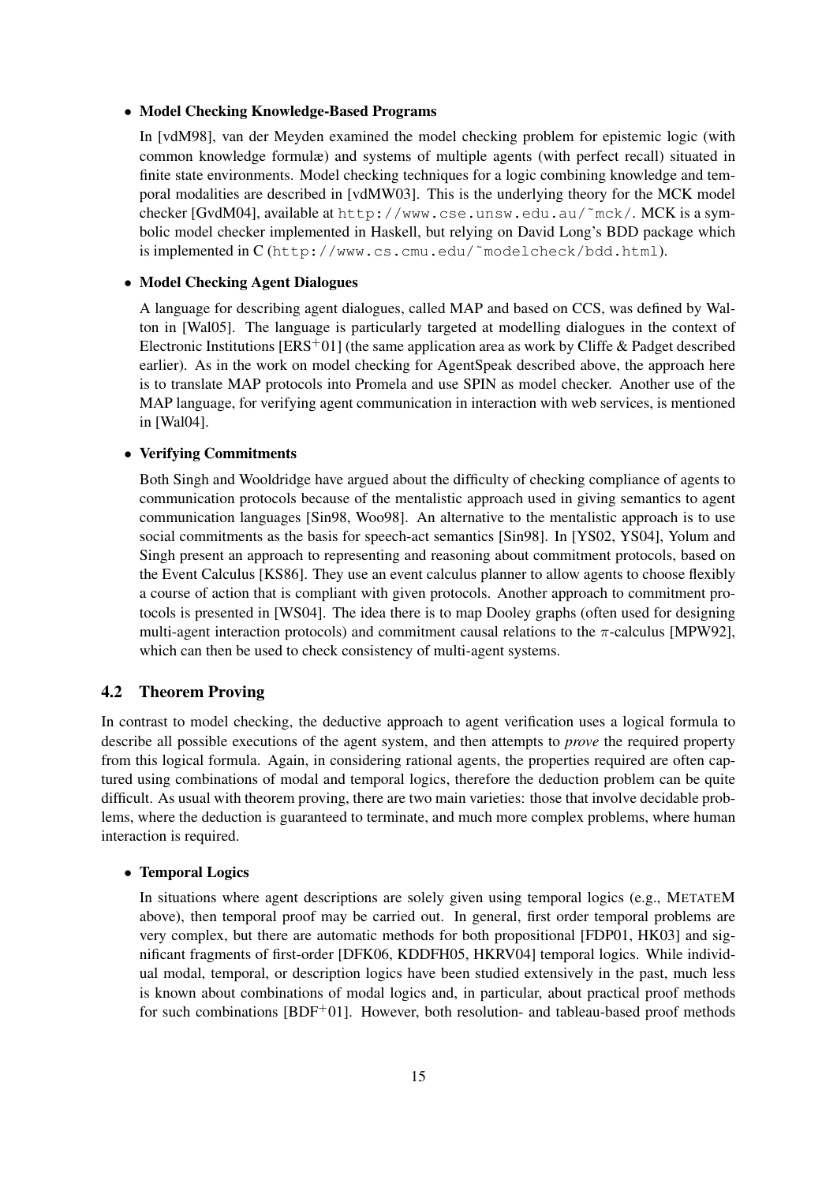- **Model Checking Knowledge-Based Programs**

  In [vdM98], van der Meyden examined the model checking problem for epistemic logic (with common knowledge formulæ) and systems of multiple agents (with perfect recall) situated in finite state environments. Model checking techniques for a logic combining knowledge and temporal modalities are described in [vdMW03]. This is the underlying theory for the MCK model checker [GvdM04], available at http://www.cse.unsw.edu.au/~mck/. MCK is a symbolic model checker implemented in Haskell, but relying on David Long's BDD package which is implemented in C (http://www.cs.cmu.edu/~modelcheck/bdd.html).

- **Model Checking Agent Dialogues**

  A language for describing agent dialogues, called MAP and based on CCS, was defined by Walton in [Wal05]. The language is particularly targeted at modelling dialogues in the context of Electronic Institutions [ERS+01] (the same application area as work by Cliffe & Padget described earlier). As in the work on model checking for AgentSpeak described above, the approach here is to translate MAP protocols into Promela and use SPIN as model checker. Another use of the MAP language, for verifying agent communication in interaction with web services, is mentioned in [Wal04].

- **Verifying Commitments**

  Both Singh and Wooldridge have argued about the difficulty of checking compliance of agents to communication protocols because of the mentalistic approach used in giving semantics to agent communication languages [Sin98, Woo98]. An alternative to the mentalistic approach is to use social commitments as the basis for speech-act semantics [Sin98]. In [YS02, YS04], Yolum and Singh present an approach to representing and reasoning about commitment protocols, based on the Event Calculus [KS86]. They use an event calculus planner to allow agents to choose flexibly a course of action that is compliant with given protocols. Another approach to commitment protocols is presented in [WS04]. The idea there is to map Dooley graphs (often used for designing multi-agent interaction protocols) and commitment causal relations to the $\pi$-calculus [MPW92], which can then be used to check consistency of multi-agent systems.

### 4.2 Theorem Proving

In contrast to model checking, the deductive approach to agent verification uses a logical formula to describe all possible executions of the agent system, and then attempts to *prove* the required property from this logical formula. Again, in considering rational agents, the properties required are often captured using combinations of modal and temporal logics, therefore the deduction problem can be quite difficult. As usual with theorem proving, there are two main varieties: those that involve decidable problems, where the deduction is guaranteed to terminate, and much more complex problems, where human interaction is required.

- **Temporal Logics**

  In situations where agent descriptions are solely given using temporal logics (e.g., METATEM above), then temporal proof may be carried out. In general, first order temporal problems are very complex, but there are automatic methods for both propositional [FDP01, HK03] and significant fragments of first-order [DFK06, KDDFH05, HKRV04] temporal logics. While individual modal, temporal, or description logics have been studied extensively in the past, much less is known about combinations of modal logics and, in particular, about practical proof methods for such combinations [BDF+01]. However, both resolution- and tableau-based proof methods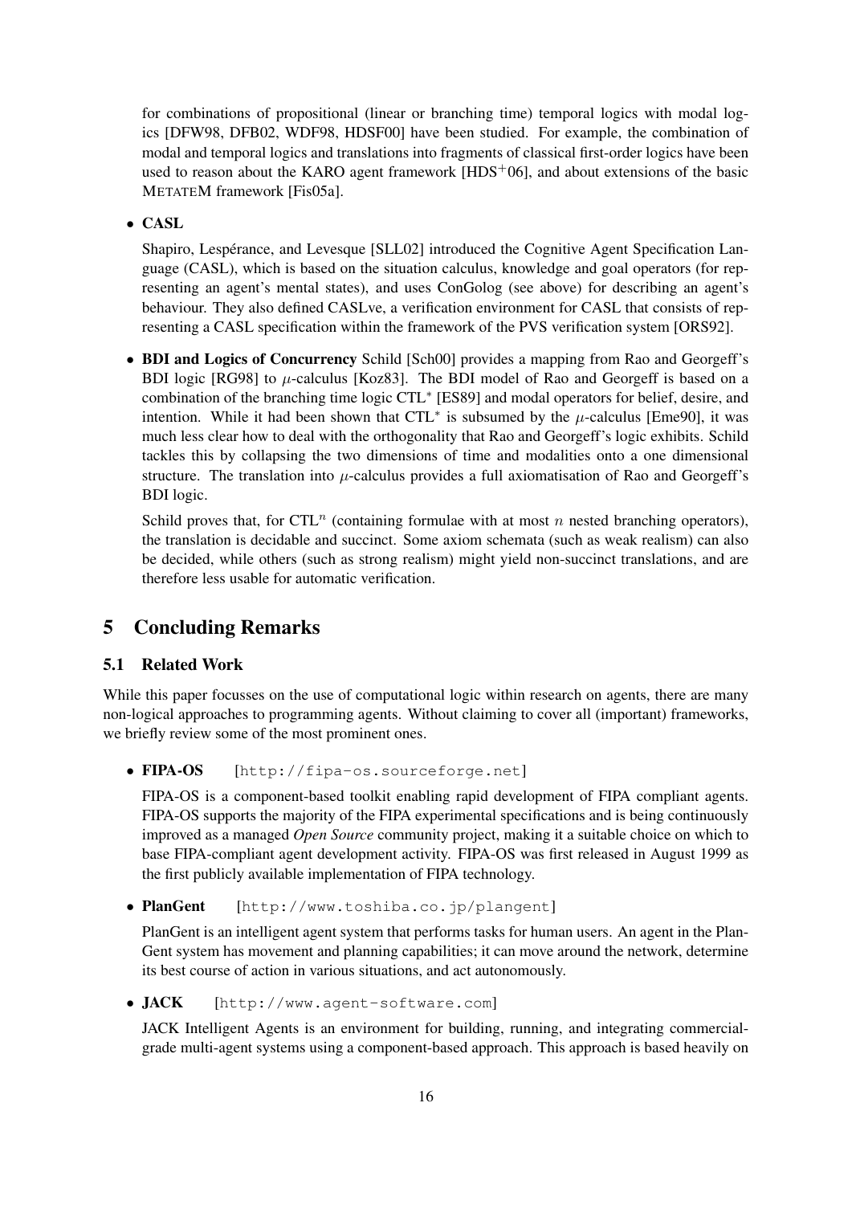for combinations of propositional (linear or branching time) temporal logics with modal logics [DFW98, DFB02, WDF98, HDSF00] have been studied. For example, the combination of modal and temporal logics and translations into fragments of classical first-order logics have been used to reason about the KARO agent framework [HDS$^+$06], and about extensions of the basic METATEM framework [Fis05a].

- **CASL**

  Shapiro, Lespérance, and Levesque [SLL02] introduced the Cognitive Agent Specification Language (CASL), which is based on the situation calculus, knowledge and goal operators (for representing an agent's mental states), and uses ConGolog (see above) for describing an agent's behaviour. They also defined CASLve, a verification environment for CASL that consists of representing a CASL specification within the framework of the PVS verification system [ORS92].

- **BDI and Logics of Concurrency** Schild [Sch00] provides a mapping from Rao and Georgeff's BDI logic [RG98] to $\mu$-calculus [Koz83]. The BDI model of Rao and Georgeff is based on a combination of the branching time logic CTL$^*$ [ES89] and modal operators for belief, desire, and intention. While it had been shown that CTL$^*$ is subsumed by the $\mu$-calculus [Eme90], it was much less clear how to deal with the orthogonality that Rao and Georgeff's logic exhibits. Schild tackles this by collapsing the two dimensions of time and modalities onto a one dimensional structure. The translation into $\mu$-calculus provides a full axiomatisation of Rao and Georgeff's BDI logic.

  Schild proves that, for CTL$^n$ (containing formulae with at most $n$ nested branching operators), the translation is decidable and succinct. Some axiom schemata (such as weak realism) can also be decided, while others (such as strong realism) might yield non-succinct translations, and are therefore less usable for automatic verification.

# 5 Concluding Remarks

## 5.1 Related Work

While this paper focusses on the use of computational logic within research on agents, there are many non-logical approaches to programming agents. Without claiming to cover all (important) frameworks, we briefly review some of the most prominent ones.

- **FIPA-OS** [http://fipa-os.sourceforge.net]

  FIPA-OS is a component-based toolkit enabling rapid development of FIPA compliant agents. FIPA-OS supports the majority of the FIPA experimental specifications and is being continuously improved as a managed *Open Source* community project, making it a suitable choice on which to base FIPA-compliant agent development activity. FIPA-OS was first released in August 1999 as the first publicly available implementation of FIPA technology.

- **PlanGent** [http://www.toshiba.co.jp/plangent]

  PlanGent is an intelligent agent system that performs tasks for human users. An agent in the PlanGent system has movement and planning capabilities; it can move around the network, determine its best course of action in various situations, and act autonomously.

- **JACK** [http://www.agent-software.com]

  JACK Intelligent Agents is an environment for building, running, and integrating commercial-grade multi-agent systems using a component-based approach. This approach is based heavily on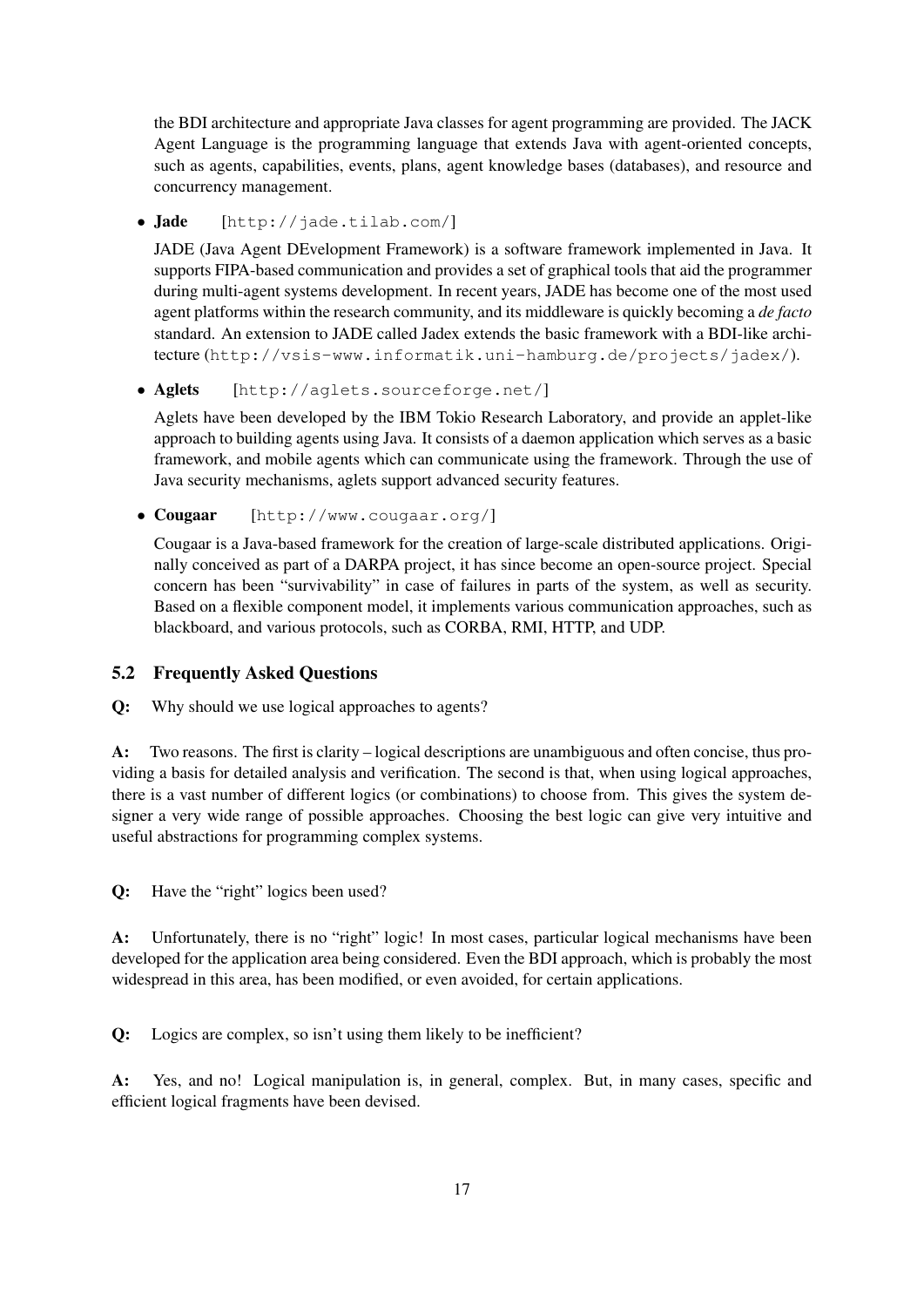the BDI architecture and appropriate Java classes for agent programming are provided. The JACK Agent Language is the programming language that extends Java with agent-oriented concepts, such as agents, capabilities, events, plans, agent knowledge bases (databases), and resource and concurrency management.

- **Jade** [`http://jade.tilab.com/`]

  JADE (Java Agent DEvelopment Framework) is a software framework implemented in Java. It supports FIPA-based communication and provides a set of graphical tools that aid the programmer during multi-agent systems development. In recent years, JADE has become one of the most used agent platforms within the research community, and its middleware is quickly becoming a *de facto* standard. An extension to JADE called Jadex extends the basic framework with a BDI-like architecture (`http://vsis-www.informatik.uni-hamburg.de/projects/jadex/`).

- **Aglets** [`http://aglets.sourceforge.net/`]

  Aglets have been developed by the IBM Tokio Research Laboratory, and provide an applet-like approach to building agents using Java. It consists of a daemon application which serves as a basic framework, and mobile agents which can communicate using the framework. Through the use of Java security mechanisms, aglets support advanced security features.

- **Cougaar** [`http://www.cougaar.org/`]

  Cougaar is a Java-based framework for the creation of large-scale distributed applications. Originally conceived as part of a DARPA project, it has since become an open-source project. Special concern has been "survivability" in case of failures in parts of the system, as well as security. Based on a flexible component model, it implements various communication approaches, such as blackboard, and various protocols, such as CORBA, RMI, HTTP, and UDP.

## 5.2 Frequently Asked Questions

**Q:** Why should we use logical approaches to agents?

**A:** Two reasons. The first is clarity – logical descriptions are unambiguous and often concise, thus providing a basis for detailed analysis and verification. The second is that, when using logical approaches, there is a vast number of different logics (or combinations) to choose from. This gives the system designer a very wide range of possible approaches. Choosing the best logic can give very intuitive and useful abstractions for programming complex systems.

**Q:** Have the "right" logics been used?

**A:** Unfortunately, there is no "right" logic! In most cases, particular logical mechanisms have been developed for the application area being considered. Even the BDI approach, which is probably the most widespread in this area, has been modified, or even avoided, for certain applications.

**Q:** Logics are complex, so isn't using them likely to be inefficient?

**A:** Yes, and no! Logical manipulation is, in general, complex. But, in many cases, specific and efficient logical fragments have been devised.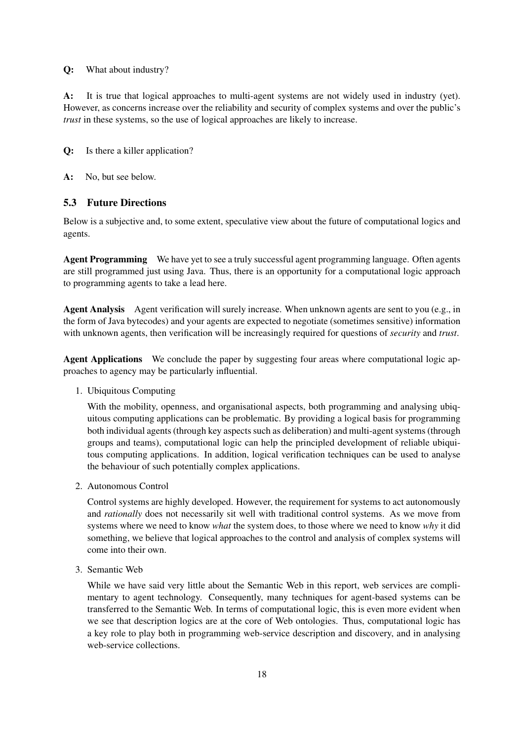**Q:** What about industry?

**A:** It is true that logical approaches to multi-agent systems are not widely used in industry (yet). However, as concerns increase over the reliability and security of complex systems and over the public's *trust* in these systems, so the use of logical approaches are likely to increase.

**Q:** Is there a killer application?

**A:** No, but see below.

### 5.3 Future Directions

Below is a subjective and, to some extent, speculative view about the future of computational logics and agents.

**Agent Programming** We have yet to see a truly successful agent programming language. Often agents are still programmed just using Java. Thus, there is an opportunity for a computational logic approach to programming agents to take a lead here.

**Agent Analysis** Agent verification will surely increase. When unknown agents are sent to you (e.g., in the form of Java bytecodes) and your agents are expected to negotiate (sometimes sensitive) information with unknown agents, then verification will be increasingly required for questions of *security* and *trust*.

**Agent Applications** We conclude the paper by suggesting four areas where computational logic approaches to agency may be particularly influential.

1. Ubiquitous Computing

   With the mobility, openness, and organisational aspects, both programming and analysing ubiquitous computing applications can be problematic. By providing a logical basis for programming both individual agents (through key aspects such as deliberation) and multi-agent systems (through groups and teams), computational logic can help the principled development of reliable ubiquitous computing applications. In addition, logical verification techniques can be used to analyse the behaviour of such potentially complex applications.

2. Autonomous Control

   Control systems are highly developed. However, the requirement for systems to act autonomously and *rationally* does not necessarily sit well with traditional control systems. As we move from systems where we need to know *what* the system does, to those where we need to know *why* it did something, we believe that logical approaches to the control and analysis of complex systems will come into their own.

3. Semantic Web

   While we have said very little about the Semantic Web in this report, web services are complimentary to agent technology. Consequently, many techniques for agent-based systems can be transferred to the Semantic Web. In terms of computational logic, this is even more evident when we see that description logics are at the core of Web ontologies. Thus, computational logic has a key role to play both in programming web-service description and discovery, and in analysing web-service collections.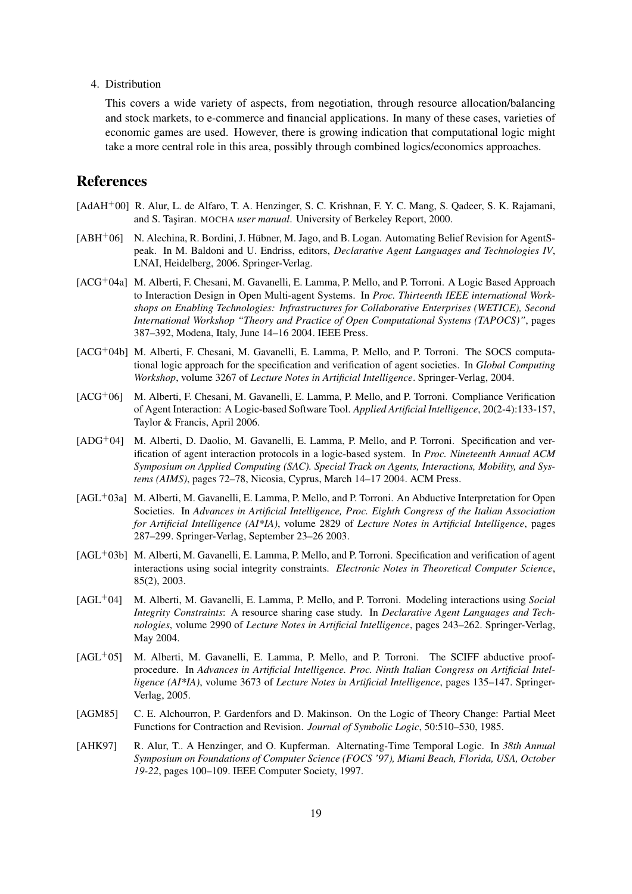4. Distribution

   This covers a wide variety of aspects, from negotiation, through resource allocation/balancing and stock markets, to e-commerce and financial applications. In many of these cases, varieties of economic games are used. However, there is growing indication that computational logic might take a more central role in this area, possibly through combined logics/economics approaches.

## References

[AdAH+00] R. Alur, L. de Alfaro, T. A. Henzinger, S. C. Krishnan, F. Y. C. Mang, S. Qadeer, S. K. Rajamani, and S. Taşiran. MOCHA *user manual*. University of Berkeley Report, 2000.

[ABH+06] N. Alechina, R. Bordini, J. Hübner, M. Jago, and B. Logan. Automating Belief Revision for AgentSpeak. In M. Baldoni and U. Endriss, editors, *Declarative Agent Languages and Technologies IV*, LNAI, Heidelberg, 2006. Springer-Verlag.

[ACG+04a] M. Alberti, F. Chesani, M. Gavanelli, E. Lamma, P. Mello, and P. Torroni. A Logic Based Approach to Interaction Design in Open Multi-agent Systems. In *Proc. Thirteenth IEEE international Workshops on Enabling Technologies: Infrastructures for Collaborative Enterprises (WETICE), Second International Workshop "Theory and Practice of Open Computational Systems (TAPOCS)"*, pages 387–392, Modena, Italy, June 14–16 2004. IEEE Press.

[ACG+04b] M. Alberti, F. Chesani, M. Gavanelli, E. Lamma, P. Mello, and P. Torroni. The SOCS computational logic approach for the specification and verification of agent societies. In *Global Computing Workshop*, volume 3267 of *Lecture Notes in Artificial Intelligence*. Springer-Verlag, 2004.

[ACG+06] M. Alberti, F. Chesani, M. Gavanelli, E. Lamma, P. Mello, and P. Torroni. Compliance Verification of Agent Interaction: A Logic-based Software Tool. *Applied Artificial Intelligence*, 20(2-4):133-157, Taylor & Francis, April 2006.

[ADG+04] M. Alberti, D. Daolio, M. Gavanelli, E. Lamma, P. Mello, and P. Torroni. Specification and verification of agent interaction protocols in a logic-based system. In *Proc. Nineteenth Annual ACM Symposium on Applied Computing (SAC). Special Track on Agents, Interactions, Mobility, and Systems (AIMS)*, pages 72–78, Nicosia, Cyprus, March 14–17 2004. ACM Press.

[AGL+03a] M. Alberti, M. Gavanelli, E. Lamma, P. Mello, and P. Torroni. An Abductive Interpretation for Open Societies. In *Advances in Artificial Intelligence, Proc. Eighth Congress of the Italian Association for Artificial Intelligence (AI*IA)*, volume 2829 of *Lecture Notes in Artificial Intelligence*, pages 287–299. Springer-Verlag, September 23–26 2003.

[AGL+03b] M. Alberti, M. Gavanelli, E. Lamma, P. Mello, and P. Torroni. Specification and verification of agent interactions using social integrity constraints. *Electronic Notes in Theoretical Computer Science*, 85(2), 2003.

[AGL+04] M. Alberti, M. Gavanelli, E. Lamma, P. Mello, and P. Torroni. Modeling interactions using *Social Integrity Constraints*: A resource sharing case study. In *Declarative Agent Languages and Technologies*, volume 2990 of *Lecture Notes in Artificial Intelligence*, pages 243–262. Springer-Verlag, May 2004.

[AGL+05] M. Alberti, M. Gavanelli, E. Lamma, P. Mello, and P. Torroni. The SCIFF abductive proof-procedure. In *Advances in Artificial Intelligence. Proc. Ninth Italian Congress on Artificial Intelligence (AI*IA)*, volume 3673 of *Lecture Notes in Artificial Intelligence*, pages 135–147. Springer-Verlag, 2005.

[AGM85] C. E. Alchourron, P. Gardenfors and D. Makinson. On the Logic of Theory Change: Partial Meet Functions for Contraction and Revision. *Journal of Symbolic Logic*, 50:510–530, 1985.

[AHK97] R. Alur, T.. A Henzinger, and O. Kupferman. Alternating-Time Temporal Logic. In *38th Annual Symposium on Foundations of Computer Science (FOCS '97), Miami Beach, Florida, USA, October 19-22*, pages 100–109. IEEE Computer Society, 1997.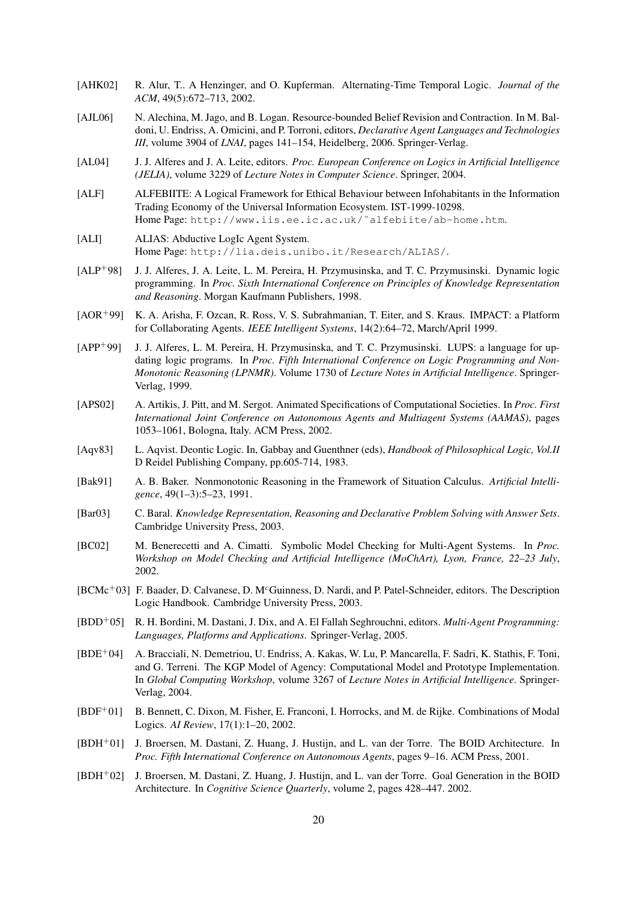[AHK02] R. Alur, T.. A Henzinger, and O. Kupferman. Alternating-Time Temporal Logic. *Journal of the ACM*, 49(5):672–713, 2002.

[AJL06] N. Alechina, M. Jago, and B. Logan. Resource-bounded Belief Revision and Contraction. In M. Baldoni, U. Endriss, A. Omicini, and P. Torroni, editors, *Declarative Agent Languages and Technologies III*, volume 3904 of *LNAI*, pages 141–154, Heidelberg, 2006. Springer-Verlag.

[AL04] J. J. Alferes and J. A. Leite, editors. *Proc. European Conference on Logics in Artificial Intelligence (JELIA)*, volume 3229 of *Lecture Notes in Computer Science*. Springer, 2004.

[ALF] ALFEBIITE: A Logical Framework for Ethical Behaviour between Infohabitants in the Information Trading Economy of the Universal Information Ecosystem. IST-1999-10298.
Home Page: `http://www.iis.ee.ic.ac.uk/~alfebiite/ab-home.htm`.

[ALI] ALIAS: Abductive LogIc Agent System.
Home Page: `http://lia.deis.unibo.it/Research/ALIAS/`.

[ALP+98] J. J. Alferes, J. A. Leite, L. M. Pereira, H. Przymusinska, and T. C. Przymusinski. Dynamic logic programming. In *Proc. Sixth International Conference on Principles of Knowledge Representation and Reasoning*. Morgan Kaufmann Publishers, 1998.

[AOR+99] K. A. Arisha, F. Ozcan, R. Ross, V. S. Subrahmanian, T. Eiter, and S. Kraus. IMPACT: a Platform for Collaborating Agents. *IEEE Intelligent Systems*, 14(2):64–72, March/April 1999.

[APP+99] J. J. Alferes, L. M. Pereira, H. Przymusinska, and T. C. Przymusinski. LUPS: a language for updating logic programs. In *Proc. Fifth International Conference on Logic Programming and Non-Monotonic Reasoning (LPNMR)*. Volume 1730 of *Lecture Notes in Artificial Intelligence*. Springer-Verlag, 1999.

[APS02] A. Artikis, J. Pitt, and M. Sergot. Animated Specifications of Computational Societies. In *Proc. First International Joint Conference on Autonomous Agents and Multiagent Systems (AAMAS)*, pages 1053–1061, Bologna, Italy. ACM Press, 2002.

[Aqv83] L. Aqvist. Deontic Logic. In, Gabbay and Guenthner (eds), *Handbook of Philosophical Logic, Vol.II* D Reidel Publishing Company, pp.605-714, 1983.

[Bak91] A. B. Baker. Nonmonotonic Reasoning in the Framework of Situation Calculus. *Artificial Intelligence*, 49(1–3):5–23, 1991.

[Bar03] C. Baral. *Knowledge Representation, Reasoning and Declarative Problem Solving with Answer Sets*. Cambridge University Press, 2003.

[BC02] M. Benerecetti and A. Cimatti. Symbolic Model Checking for Multi-Agent Systems. In *Proc. Workshop on Model Checking and Artificial Intelligence (MoChArt), Lyon, France, 22–23 July*, 2002.

[BCMc+03] F. Baader, D. Calvanese, D. McGuinness, D. Nardi, and P. Patel-Schneider, editors. The Description Logic Handbook. Cambridge University Press, 2003.

[BDD+05] R. H. Bordini, M. Dastani, J. Dix, and A. El Fallah Seghrouchni, editors. *Multi-Agent Programming: Languages, Platforms and Applications*. Springer-Verlag, 2005.

[BDE+04] A. Bracciali, N. Demetriou, U. Endriss, A. Kakas, W. Lu, P. Mancarella, F. Sadri, K. Stathis, F. Toni, and G. Terreni. The KGP Model of Agency: Computational Model and Prototype Implementation. In *Global Computing Workshop*, volume 3267 of *Lecture Notes in Artificial Intelligence*. Springer-Verlag, 2004.

[BDF+01] B. Bennett, C. Dixon, M. Fisher, E. Franconi, I. Horrocks, and M. de Rijke. Combinations of Modal Logics. *AI Review*, 17(1):1–20, 2002.

[BDH+01] J. Broersen, M. Dastani, Z. Huang, J. Hustijn, and L. van der Torre. The BOID Architecture. In *Proc. Fifth International Conference on Autonomous Agents*, pages 9–16. ACM Press, 2001.

[BDH+02] J. Broersen, M. Dastani, Z. Huang, J. Hustijn, and L. van der Torre. Goal Generation in the BOID Architecture. In *Cognitive Science Quarterly*, volume 2, pages 428–447. 2002.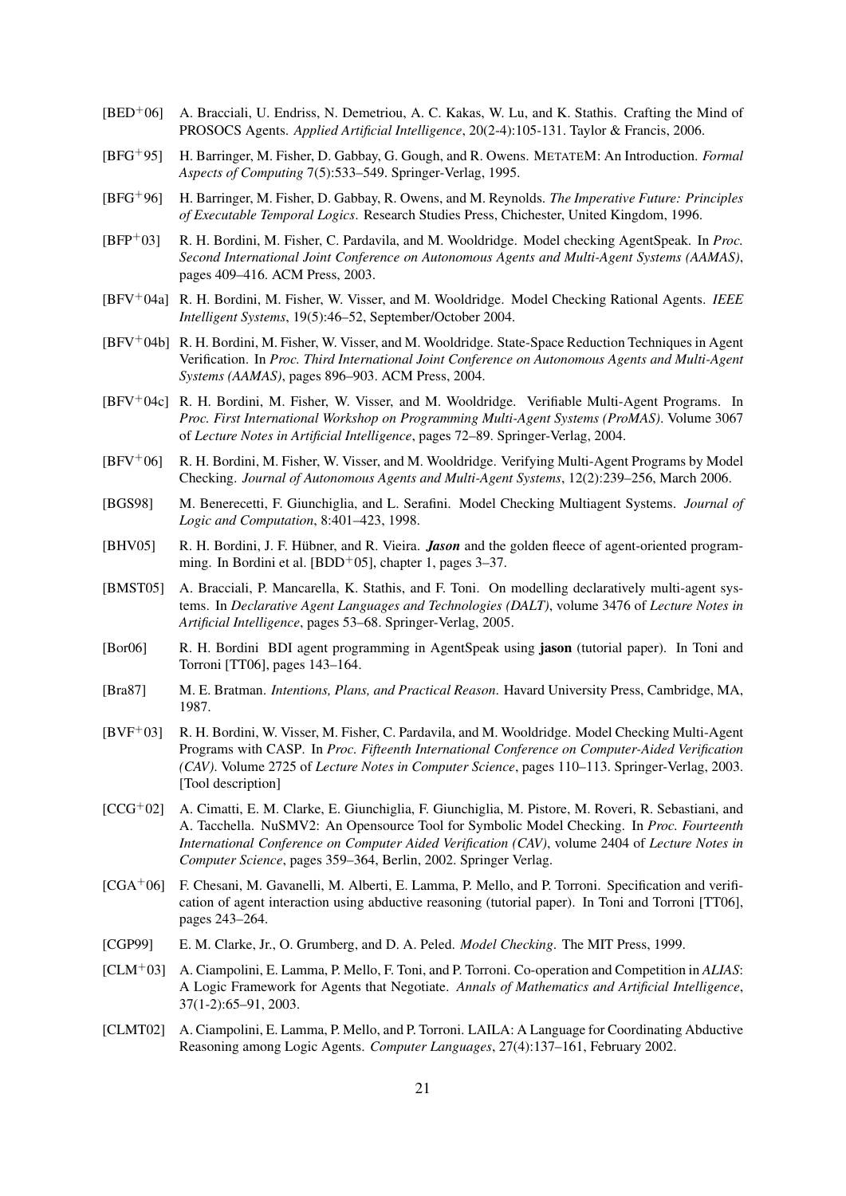- [BED$^+$06] A. Bracciali, U. Endriss, N. Demetriou, A. C. Kakas, W. Lu, and K. Stathis. Crafting the Mind of PROSOCS Agents. *Applied Artificial Intelligence*, 20(2-4):105-131. Taylor & Francis, 2006.
- [BFG$^+$95] H. Barringer, M. Fisher, D. Gabbay, G. Gough, and R. Owens. METATEM: An Introduction. *Formal Aspects of Computing* 7(5):533–549. Springer-Verlag, 1995.
- [BFG$^+$96] H. Barringer, M. Fisher, D. Gabbay, R. Owens, and M. Reynolds. *The Imperative Future: Principles of Executable Temporal Logics*. Research Studies Press, Chichester, United Kingdom, 1996.
- [BFP$^+$03] R. H. Bordini, M. Fisher, C. Pardavila, and M. Wooldridge. Model checking AgentSpeak. In *Proc. Second International Joint Conference on Autonomous Agents and Multi-Agent Systems (AAMAS)*, pages 409–416. ACM Press, 2003.
- [BFV$^+$04a] R. H. Bordini, M. Fisher, W. Visser, and M. Wooldridge. Model Checking Rational Agents. *IEEE Intelligent Systems*, 19(5):46–52, September/October 2004.
- [BFV$^+$04b] R. H. Bordini, M. Fisher, W. Visser, and M. Wooldridge. State-Space Reduction Techniques in Agent Verification. In *Proc. Third International Joint Conference on Autonomous Agents and Multi-Agent Systems (AAMAS)*, pages 896–903. ACM Press, 2004.
- [BFV$^+$04c] R. H. Bordini, M. Fisher, W. Visser, and M. Wooldridge. Verifiable Multi-Agent Programs. In *Proc. First International Workshop on Programming Multi-Agent Systems (ProMAS)*. Volume 3067 of *Lecture Notes in Artificial Intelligence*, pages 72–89. Springer-Verlag, 2004.
- [BFV$^+$06] R. H. Bordini, M. Fisher, W. Visser, and M. Wooldridge. Verifying Multi-Agent Programs by Model Checking. *Journal of Autonomous Agents and Multi-Agent Systems*, 12(2):239–256, March 2006.
- [BGS98] M. Benerecetti, F. Giunchiglia, and L. Serafini. Model Checking Multiagent Systems. *Journal of Logic and Computation*, 8:401–423, 1998.
- [BHV05] R. H. Bordini, J. F. Hübner, and R. Vieira. ***Jason*** and the golden fleece of agent-oriented programming. In Bordini et al. [BDD$^+$05], chapter 1, pages 3–37.
- [BMST05] A. Bracciali, P. Mancarella, K. Stathis, and F. Toni. On modelling declaratively multi-agent systems. In *Declarative Agent Languages and Technologies (DALT)*, volume 3476 of *Lecture Notes in Artificial Intelligence*, pages 53–68. Springer-Verlag, 2005.
- [Bor06] R. H. Bordini BDI agent programming in AgentSpeak using **jason** (tutorial paper). In Toni and Torroni [TT06], pages 143–164.
- [Bra87] M. E. Bratman. *Intentions, Plans, and Practical Reason*. Havard University Press, Cambridge, MA, 1987.
- [BVF$^+$03] R. H. Bordini, W. Visser, M. Fisher, C. Pardavila, and M. Wooldridge. Model Checking Multi-Agent Programs with CASP. In *Proc. Fifteenth International Conference on Computer-Aided Verification (CAV)*. Volume 2725 of *Lecture Notes in Computer Science*, pages 110–113. Springer-Verlag, 2003. [Tool description]
- [CCG$^+$02] A. Cimatti, E. M. Clarke, E. Giunchiglia, F. Giunchiglia, M. Pistore, M. Roveri, R. Sebastiani, and A. Tacchella. NuSMV2: An Opensource Tool for Symbolic Model Checking. In *Proc. Fourteenth International Conference on Computer Aided Verification (CAV)*, volume 2404 of *Lecture Notes in Computer Science*, pages 359–364, Berlin, 2002. Springer Verlag.
- [CGA$^+$06] F. Chesani, M. Gavanelli, M. Alberti, E. Lamma, P. Mello, and P. Torroni. Specification and verification of agent interaction using abductive reasoning (tutorial paper). In Toni and Torroni [TT06], pages 243–264.
- [CGP99] E. M. Clarke, Jr., O. Grumberg, and D. A. Peled. *Model Checking*. The MIT Press, 1999.
- [CLM$^+$03] A. Ciampolini, E. Lamma, P. Mello, F. Toni, and P. Torroni. Co-operation and Competition in *ALIAS*: A Logic Framework for Agents that Negotiate. *Annals of Mathematics and Artificial Intelligence*, 37(1-2):65–91, 2003.
- [CLMT02] A. Ciampolini, E. Lamma, P. Mello, and P. Torroni. LAILA: A Language for Coordinating Abductive Reasoning among Logic Agents. *Computer Languages*, 27(4):137–161, February 2002.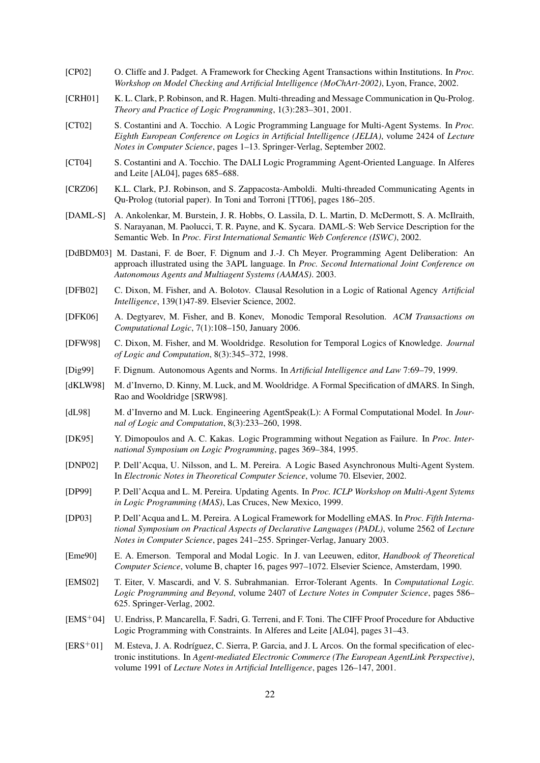[CP02] O. Cliffe and J. Padget. A Framework for Checking Agent Transactions within Institutions. In *Proc. Workshop on Model Checking and Artificial Intelligence (MoChArt-2002)*, Lyon, France, 2002.

[CRH01] K. L. Clark, P. Robinson, and R. Hagen. Multi-threading and Message Communication in Qu-Prolog. *Theory and Practice of Logic Programming*, 1(3):283–301, 2001.

[CT02] S. Costantini and A. Tocchio. A Logic Programming Language for Multi-Agent Systems. In *Proc. Eighth European Conference on Logics in Artificial Intelligence (JELIA)*, volume 2424 of *Lecture Notes in Computer Science*, pages 1–13. Springer-Verlag, September 2002.

[CT04] S. Costantini and A. Tocchio. The DALI Logic Programming Agent-Oriented Language. In Alferes and Leite [AL04], pages 685–688.

[CRZ06] K.L. Clark, P.J. Robinson, and S. Zappacosta-Amboldi. Multi-threaded Communicating Agents in Qu-Prolog (tutorial paper). In Toni and Torroni [TT06], pages 186–205.

[DAML-S] A. Ankolenkar, M. Burstein, J. R. Hobbs, O. Lassila, D. L. Martin, D. McDermott, S. A. McIlraith, S. Narayanan, M. Paolucci, T. R. Payne, and K. Sycara. DAML-S: Web Service Description for the Semantic Web. In *Proc. First International Semantic Web Conference (ISWC)*, 2002.

[DdBDM03] M. Dastani, F. de Boer, F. Dignum and J.-J. Ch Meyer. Programming Agent Deliberation: An approach illustrated using the 3APL language. In *Proc. Second International Joint Conference on Autonomous Agents and Multiagent Systems (AAMAS)*. 2003.

[DFB02] C. Dixon, M. Fisher, and A. Bolotov. Clausal Resolution in a Logic of Rational Agency *Artificial Intelligence*, 139(1)47-89. Elsevier Science, 2002.

[DFK06] A. Degtyarev, M. Fisher, and B. Konev, Monodic Temporal Resolution. *ACM Transactions on Computational Logic*, 7(1):108–150, January 2006.

[DFW98] C. Dixon, M. Fisher, and M. Wooldridge. Resolution for Temporal Logics of Knowledge. *Journal of Logic and Computation*, 8(3):345–372, 1998.

[Dig99] F. Dignum. Autonomous Agents and Norms. In *Artificial Intelligence and Law* 7:69–79, 1999.

[dKLW98] M. d'Inverno, D. Kinny, M. Luck, and M. Wooldridge. A Formal Specification of dMARS. In Singh, Rao and Wooldridge [SRW98].

[dL98] M. d'Inverno and M. Luck. Engineering AgentSpeak(L): A Formal Computational Model. In *Journal of Logic and Computation*, 8(3):233–260, 1998.

[DK95] Y. Dimopoulos and A. C. Kakas. Logic Programming without Negation as Failure. In *Proc. International Symposium on Logic Programming*, pages 369–384, 1995.

[DNP02] P. Dell'Acqua, U. Nilsson, and L. M. Pereira. A Logic Based Asynchronous Multi-Agent System. In *Electronic Notes in Theoretical Computer Science*, volume 70. Elsevier, 2002.

[DP99] P. Dell'Acqua and L. M. Pereira. Updating Agents. In *Proc. ICLP Workshop on Multi-Agent Sytems in Logic Programming (MAS)*, Las Cruces, New Mexico, 1999.

[DP03] P. Dell'Acqua and L. M. Pereira. A Logical Framework for Modelling eMAS. In *Proc. Fifth International Symposium on Practical Aspects of Declarative Languages (PADL)*, volume 2562 of *Lecture Notes in Computer Science*, pages 241–255. Springer-Verlag, January 2003.

[Eme90] E. A. Emerson. Temporal and Modal Logic. In J. van Leeuwen, editor, *Handbook of Theoretical Computer Science*, volume B, chapter 16, pages 997–1072. Elsevier Science, Amsterdam, 1990.

[EMS02] T. Eiter, V. Mascardi, and V. S. Subrahmanian. Error-Tolerant Agents. In *Computational Logic. Logic Programming and Beyond*, volume 2407 of *Lecture Notes in Computer Science*, pages 586–625. Springer-Verlag, 2002.

[EMS$^+$04] U. Endriss, P. Mancarella, F. Sadri, G. Terreni, and F. Toni. The CIFF Proof Procedure for Abductive Logic Programming with Constraints. In Alferes and Leite [AL04], pages 31–43.

[ERS$^+$01] M. Esteva, J. A. Rodríguez, C. Sierra, P. Garcia, and J. L Arcos. On the formal specification of electronic institutions. In *Agent-mediated Electronic Commerce (The European AgentLink Perspective)*, volume 1991 of *Lecture Notes in Artificial Intelligence*, pages 126–147, 2001.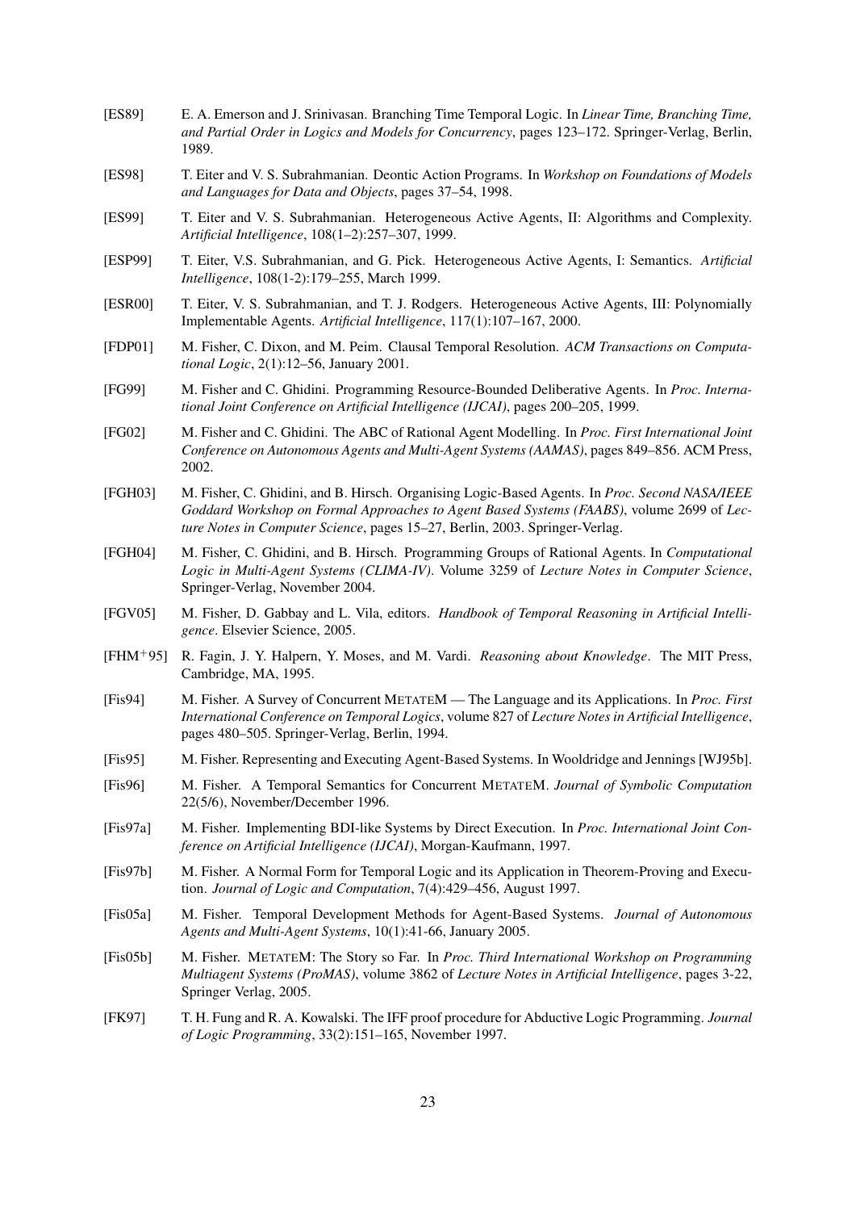[ES89] E. A. Emerson and J. Srinivasan. Branching Time Temporal Logic. In *Linear Time, Branching Time, and Partial Order in Logics and Models for Concurrency*, pages 123–172. Springer-Verlag, Berlin, 1989.

[ES98] T. Eiter and V. S. Subrahmanian. Deontic Action Programs. In *Workshop on Foundations of Models and Languages for Data and Objects*, pages 37–54, 1998.

[ES99] T. Eiter and V. S. Subrahmanian. Heterogeneous Active Agents, II: Algorithms and Complexity. *Artificial Intelligence*, 108(1–2):257–307, 1999.

[ESP99] T. Eiter, V.S. Subrahmanian, and G. Pick. Heterogeneous Active Agents, I: Semantics. *Artificial Intelligence*, 108(1-2):179–255, March 1999.

[ESR00] T. Eiter, V. S. Subrahmanian, and T. J. Rodgers. Heterogeneous Active Agents, III: Polynomially Implementable Agents. *Artificial Intelligence*, 117(1):107–167, 2000.

[FDP01] M. Fisher, C. Dixon, and M. Peim. Clausal Temporal Resolution. *ACM Transactions on Computational Logic*, 2(1):12–56, January 2001.

[FG99] M. Fisher and C. Ghidini. Programming Resource-Bounded Deliberative Agents. In *Proc. International Joint Conference on Artificial Intelligence (IJCAI)*, pages 200–205, 1999.

[FG02] M. Fisher and C. Ghidini. The ABC of Rational Agent Modelling. In *Proc. First International Joint Conference on Autonomous Agents and Multi-Agent Systems (AAMAS)*, pages 849–856. ACM Press, 2002.

[FGH03] M. Fisher, C. Ghidini, and B. Hirsch. Organising Logic-Based Agents. In *Proc. Second NASA/IEEE Goddard Workshop on Formal Approaches to Agent Based Systems (FAABS)*, volume 2699 of *Lecture Notes in Computer Science*, pages 15–27, Berlin, 2003. Springer-Verlag.

[FGH04] M. Fisher, C. Ghidini, and B. Hirsch. Programming Groups of Rational Agents. In *Computational Logic in Multi-Agent Systems (CLIMA-IV)*. Volume 3259 of *Lecture Notes in Computer Science*, Springer-Verlag, November 2004.

[FGV05] M. Fisher, D. Gabbay and L. Vila, editors. *Handbook of Temporal Reasoning in Artificial Intelligence*. Elsevier Science, 2005.

[FHM+95] R. Fagin, J. Y. Halpern, Y. Moses, and M. Vardi. *Reasoning about Knowledge*. The MIT Press, Cambridge, MA, 1995.

[Fis94] M. Fisher. A Survey of Concurrent METATEM — The Language and its Applications. In *Proc. First International Conference on Temporal Logics*, volume 827 of *Lecture Notes in Artificial Intelligence*, pages 480–505. Springer-Verlag, Berlin, 1994.

[Fis95] M. Fisher. Representing and Executing Agent-Based Systems. In Wooldridge and Jennings [WJ95b].

[Fis96] M. Fisher. A Temporal Semantics for Concurrent METATEM. *Journal of Symbolic Computation* 22(5/6), November/December 1996.

[Fis97a] M. Fisher. Implementing BDI-like Systems by Direct Execution. In *Proc. International Joint Conference on Artificial Intelligence (IJCAI)*, Morgan-Kaufmann, 1997.

[Fis97b] M. Fisher. A Normal Form for Temporal Logic and its Application in Theorem-Proving and Execution. *Journal of Logic and Computation*, 7(4):429–456, August 1997.

[Fis05a] M. Fisher. Temporal Development Methods for Agent-Based Systems. *Journal of Autonomous Agents and Multi-Agent Systems*, 10(1):41-66, January 2005.

[Fis05b] M. Fisher. METATEM: The Story so Far. In *Proc. Third International Workshop on Programming Multiagent Systems (ProMAS)*, volume 3862 of *Lecture Notes in Artificial Intelligence*, pages 3-22, Springer Verlag, 2005.

[FK97] T. H. Fung and R. A. Kowalski. The IFF proof procedure for Abductive Logic Programming. *Journal of Logic Programming*, 33(2):151–165, November 1997.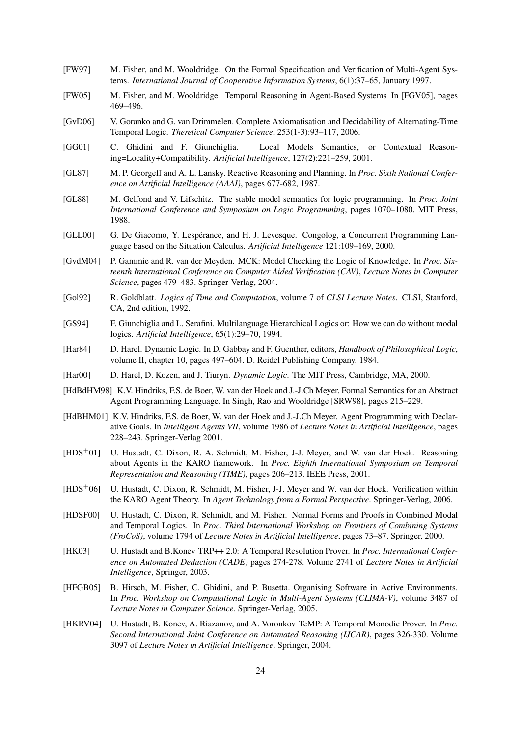[FW97] M. Fisher, and M. Wooldridge. On the Formal Specification and Verification of Multi-Agent Systems. *International Journal of Cooperative Information Systems*, 6(1):37–65, January 1997.

[FW05] M. Fisher, and M. Wooldridge. Temporal Reasoning in Agent-Based Systems In [FGV05], pages 469–496.

[GvD06] V. Goranko and G. van Drimmelen. Complete Axiomatisation and Decidability of Alternating-Time Temporal Logic. *Theretical Computer Science*, 253(1-3):93–117, 2006.

[GG01] C. Ghidini and F. Giunchiglia. Local Models Semantics, or Contextual Reasoning=Locality+Compatibility. *Artificial Intelligence*, 127(2):221–259, 2001.

[GL87] M. P. Georgeff and A. L. Lansky. Reactive Reasoning and Planning. In *Proc. Sixth National Conference on Artificial Intelligence (AAAI)*, pages 677-682, 1987.

[GL88] M. Gelfond and V. Lifschitz. The stable model semantics for logic programming. In *Proc. Joint International Conference and Symposium on Logic Programming*, pages 1070–1080. MIT Press, 1988.

[GLL00] G. De Giacomo, Y. Lespérance, and H. J. Levesque. Congolog, a Concurrent Programming Language based on the Situation Calculus. *Artificial Intelligence* 121:109–169, 2000.

[GvdM04] P. Gammie and R. van der Meyden. MCK: Model Checking the Logic of Knowledge. In *Proc. Sixteenth International Conference on Computer Aided Verification (CAV)*, *Lecture Notes in Computer Science*, pages 479–483. Springer-Verlag, 2004.

[Gol92] R. Goldblatt. *Logics of Time and Computation*, volume 7 of *CLSI Lecture Notes*. CLSI, Stanford, CA, 2nd edition, 1992.

[GS94] F. Giunchiglia and L. Serafini. Multilanguage Hierarchical Logics or: How we can do without modal logics. *Artificial Intelligence*, 65(1):29–70, 1994.

[Har84] D. Harel. Dynamic Logic. In D. Gabbay and F. Guenther, editors, *Handbook of Philosophical Logic*, volume II, chapter 10, pages 497–604. D. Reidel Publishing Company, 1984.

[Har00] D. Harel, D. Kozen, and J. Tiuryn. *Dynamic Logic*. The MIT Press, Cambridge, MA, 2000.

[HdBdHM98] K.V. Hindriks, F.S. de Boer, W. van der Hoek and J.-J.Ch Meyer. Formal Semantics for an Abstract Agent Programming Language. In Singh, Rao and Wooldridge [SRW98], pages 215–229.

[HdBHM01] K.V. Hindriks, F.S. de Boer, W. van der Hoek and J.-J.Ch Meyer. Agent Programming with Declarative Goals. In *Intelligent Agents VII*, volume 1986 of *Lecture Notes in Artificial Intelligence*, pages 228–243. Springer-Verlag 2001.

[HDS$^+$01] U. Hustadt, C. Dixon, R. A. Schmidt, M. Fisher, J-J. Meyer, and W. van der Hoek. Reasoning about Agents in the KARO framework. In *Proc. Eighth International Symposium on Temporal Representation and Reasoning (TIME)*, pages 206–213. IEEE Press, 2001.

[HDS$^+$06] U. Hustadt, C. Dixon, R. Schmidt, M. Fisher, J-J. Meyer and W. van der Hoek. Verification within the KARO Agent Theory. In *Agent Technology from a Formal Perspective*. Springer-Verlag, 2006.

[HDSF00] U. Hustadt, C. Dixon, R. Schmidt, and M. Fisher. Normal Forms and Proofs in Combined Modal and Temporal Logics. In *Proc. Third International Workshop on Frontiers of Combining Systems (FroCoS)*, volume 1794 of *Lecture Notes in Artificial Intelligence*, pages 73–87. Springer, 2000.

[HK03] U. Hustadt and B.Konev TRP++ 2.0: A Temporal Resolution Prover. In *Proc. International Conference on Automated Deduction (CADE)* pages 274-278. Volume 2741 of *Lecture Notes in Artificial Intelligence*, Springer, 2003.

[HFGB05] B. Hirsch, M. Fisher, C. Ghidini, and P. Busetta. Organising Software in Active Environments. In *Proc. Workshop on Computational Logic in Multi-Agent Systems (CLIMA-V)*, volume 3487 of *Lecture Notes in Computer Science*. Springer-Verlag, 2005.

[HKRV04] U. Hustadt, B. Konev, A. Riazanov, and A. Voronkov TeMP: A Temporal Monodic Prover. In *Proc. Second International Joint Conference on Automated Reasoning (IJCAR)*, pages 326-330. Volume 3097 of *Lecture Notes in Artificial Intelligence*. Springer, 2004.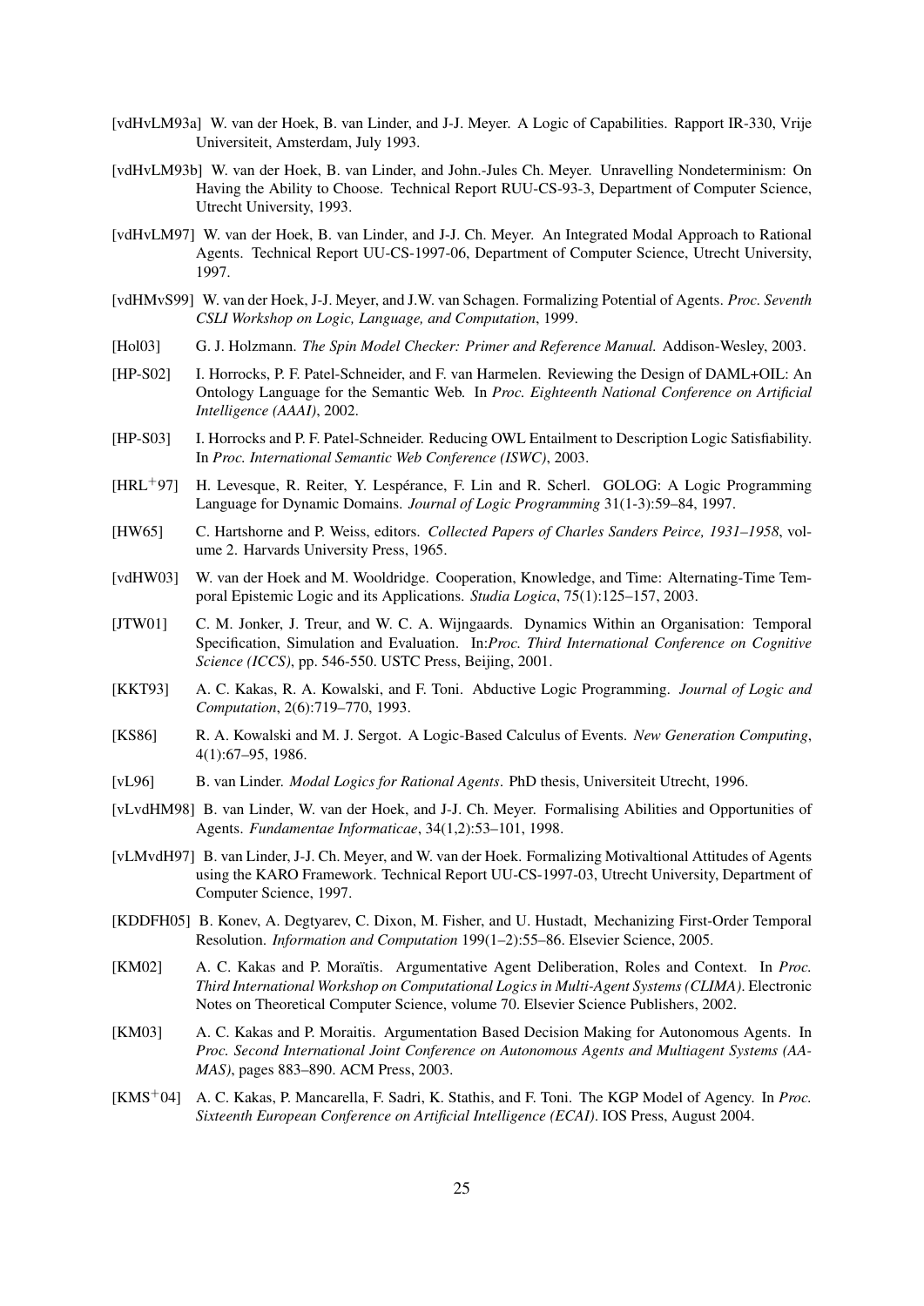[vdHvLM93a] W. van der Hoek, B. van Linder, and J-J. Meyer. A Logic of Capabilities. Rapport IR-330, Vrije Universiteit, Amsterdam, July 1993.

[vdHvLM93b] W. van der Hoek, B. van Linder, and John.-Jules Ch. Meyer. Unravelling Nondeterminism: On Having the Ability to Choose. Technical Report RUU-CS-93-3, Department of Computer Science, Utrecht University, 1993.

[vdHvLM97] W. van der Hoek, B. van Linder, and J-J. Ch. Meyer. An Integrated Modal Approach to Rational Agents. Technical Report UU-CS-1997-06, Department of Computer Science, Utrecht University, 1997.

[vdHMvS99] W. van der Hoek, J-J. Meyer, and J.W. van Schagen. Formalizing Potential of Agents. *Proc. Seventh CSLI Workshop on Logic, Language, and Computation*, 1999.

[Hol03] G. J. Holzmann. *The Spin Model Checker: Primer and Reference Manual.* Addison-Wesley, 2003.

[HP-S02] I. Horrocks, P. F. Patel-Schneider, and F. van Harmelen. Reviewing the Design of DAML+OIL: An Ontology Language for the Semantic Web. In *Proc. Eighteenth National Conference on Artificial Intelligence (AAAI)*, 2002.

[HP-S03] I. Horrocks and P. F. Patel-Schneider. Reducing OWL Entailment to Description Logic Satisfiability. In *Proc. International Semantic Web Conference (ISWC)*, 2003.

[HRL+97] H. Levesque, R. Reiter, Y. Lespérance, F. Lin and R. Scherl. GOLOG: A Logic Programming Language for Dynamic Domains. *Journal of Logic Programming* 31(1-3):59–84, 1997.

[HW65] C. Hartshorne and P. Weiss, editors. *Collected Papers of Charles Sanders Peirce, 1931–1958*, volume 2. Harvards University Press, 1965.

[vdHW03] W. van der Hoek and M. Wooldridge. Cooperation, Knowledge, and Time: Alternating-Time Temporal Epistemic Logic and its Applications. *Studia Logica*, 75(1):125–157, 2003.

[JTW01] C. M. Jonker, J. Treur, and W. C. A. Wijngaards. Dynamics Within an Organisation: Temporal Specification, Simulation and Evaluation. In:*Proc. Third International Conference on Cognitive Science (ICCS)*, pp. 546-550. USTC Press, Beijing, 2001.

[KKT93] A. C. Kakas, R. A. Kowalski, and F. Toni. Abductive Logic Programming. *Journal of Logic and Computation*, 2(6):719–770, 1993.

[KS86] R. A. Kowalski and M. J. Sergot. A Logic-Based Calculus of Events. *New Generation Computing*, 4(1):67–95, 1986.

[vL96] B. van Linder. *Modal Logics for Rational Agents*. PhD thesis, Universiteit Utrecht, 1996.

[vLvdHM98] B. van Linder, W. van der Hoek, and J-J. Ch. Meyer. Formalising Abilities and Opportunities of Agents. *Fundamentae Informaticae*, 34(1,2):53–101, 1998.

[vLMvdH97] B. van Linder, J-J. Ch. Meyer, and W. van der Hoek. Formalizing Motivaltional Attitudes of Agents using the KARO Framework. Technical Report UU-CS-1997-03, Utrecht University, Department of Computer Science, 1997.

[KDDFH05] B. Konev, A. Degtyarev, C. Dixon, M. Fisher, and U. Hustadt, Mechanizing First-Order Temporal Resolution. *Information and Computation* 199(1–2):55–86. Elsevier Science, 2005.

[KM02] A. C. Kakas and P. Moraïtis. Argumentative Agent Deliberation, Roles and Context. In *Proc. Third International Workshop on Computational Logics in Multi-Agent Systems (CLIMA)*. Electronic Notes on Theoretical Computer Science, volume 70. Elsevier Science Publishers, 2002.

[KM03] A. C. Kakas and P. Moraitis. Argumentation Based Decision Making for Autonomous Agents. In *Proc. Second International Joint Conference on Autonomous Agents and Multiagent Systems (AAMAS)*, pages 883–890. ACM Press, 2003.

[KMS+04] A. C. Kakas, P. Mancarella, F. Sadri, K. Stathis, and F. Toni. The KGP Model of Agency. In *Proc. Sixteenth European Conference on Artificial Intelligence (ECAI)*. IOS Press, August 2004.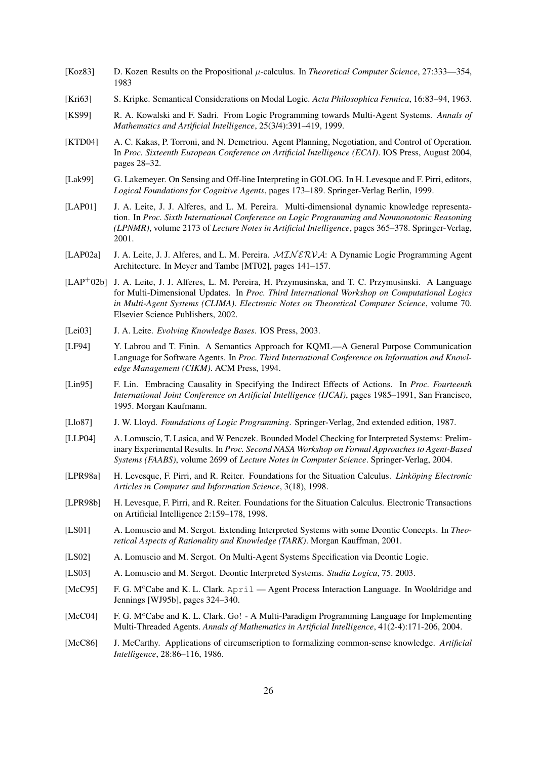[Koz83] D. Kozen Results on the Propositional $\mu$-calculus. In *Theoretical Computer Science*, 27:333—354, 1983

[Kri63] S. Kripke. Semantical Considerations on Modal Logic. *Acta Philosophica Fennica*, 16:83–94, 1963.

[KS99] R. A. Kowalski and F. Sadri. From Logic Programming towards Multi-Agent Systems. *Annals of Mathematics and Artificial Intelligence*, 25(3/4):391–419, 1999.

[KTD04] A. C. Kakas, P. Torroni, and N. Demetriou. Agent Planning, Negotiation, and Control of Operation. In *Proc. Sixteenth European Conference on Artificial Intelligence (ECAI)*. IOS Press, August 2004, pages 28–32.

[Lak99] G. Lakemeyer. On Sensing and Off-line Interpreting in GOLOG. In H. Levesque and F. Pirri, editors, *Logical Foundations for Cognitive Agents*, pages 173–189. Springer-Verlag Berlin, 1999.

[LAP01] J. A. Leite, J. J. Alferes, and L. M. Pereira. Multi-dimensional dynamic knowledge representation. In *Proc. Sixth International Conference on Logic Programming and Nonmonotonic Reasoning (LPNMR)*, volume 2173 of *Lecture Notes in Artificial Intelligence*, pages 365–378. Springer-Verlag, 2001.

[LAP02a] J. A. Leite, J. J. Alferes, and L. M. Pereira. $\mathcal{MINERVA}$: A Dynamic Logic Programming Agent Architecture. In Meyer and Tambe [MT02], pages 141–157.

[LAP+02b] J. A. Leite, J. J. Alferes, L. M. Pereira, H. Przymusinska, and T. C. Przymusinski. A Language for Multi-Dimensional Updates. In *Proc. Third International Workshop on Computational Logics in Multi-Agent Systems (CLIMA)*. *Electronic Notes on Theoretical Computer Science*, volume 70. Elsevier Science Publishers, 2002.

[Lei03] J. A. Leite. *Evolving Knowledge Bases*. IOS Press, 2003.

[LF94] Y. Labrou and T. Finin. A Semantics Approach for KQML—A General Purpose Communication Language for Software Agents. In *Proc. Third International Conference on Information and Knowledge Management (CIKM)*. ACM Press, 1994.

[Lin95] F. Lin. Embracing Causality in Specifying the Indirect Effects of Actions. In *Proc. Fourteenth International Joint Conference on Artificial Intelligence (IJCAI)*, pages 1985–1991, San Francisco, 1995. Morgan Kaufmann.

[Llo87] J. W. Lloyd. *Foundations of Logic Programming*. Springer-Verlag, 2nd extended edition, 1987.

[LLP04] A. Lomuscio, T. Lasica, and W Penczek. Bounded Model Checking for Interpreted Systems: Preliminary Experimental Results. In *Proc. Second NASA Workshop on Formal Approaches to Agent-Based Systems (FAABS)*, volume 2699 of *Lecture Notes in Computer Science*. Springer-Verlag, 2004.

[LPR98a] H. Levesque, F. Pirri, and R. Reiter. Foundations for the Situation Calculus. *Linköping Electronic Articles in Computer and Information Science*, 3(18), 1998.

[LPR98b] H. Levesque, F. Pirri, and R. Reiter. Foundations for the Situation Calculus. Electronic Transactions on Artificial Intelligence 2:159–178, 1998.

[LS01] A. Lomuscio and M. Sergot. Extending Interpreted Systems with some Deontic Concepts. In *Theoretical Aspects of Rationality and Knowledge (TARK)*. Morgan Kauffman, 2001.

[LS02] A. Lomuscio and M. Sergot. On Multi-Agent Systems Specification via Deontic Logic.

[LS03] A. Lomuscio and M. Sergot. Deontic Interpreted Systems. *Studia Logica*, 75. 2003.

[McC95] F. G. McCabe and K. L. Clark. `April` — Agent Process Interaction Language. In Wooldridge and Jennings [WJ95b], pages 324–340.

[McC04] F. G. McCabe and K. L. Clark. Go! - A Multi-Paradigm Programming Language for Implementing Multi-Threaded Agents. *Annals of Mathematics in Artificial Intelligence*, 41(2-4):171-206, 2004.

[McC86] J. McCarthy. Applications of circumscription to formalizing common-sense knowledge. *Artificial Intelligence*, 28:86–116, 1986.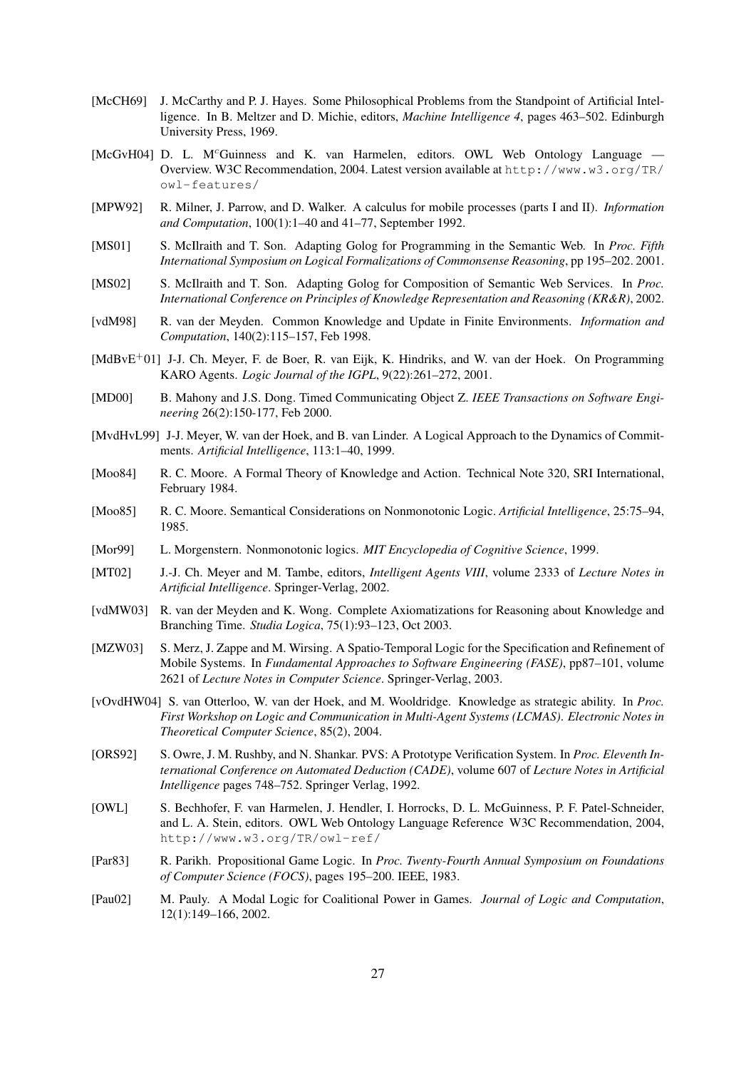- [McCH69] J. McCarthy and P. J. Hayes. Some Philosophical Problems from the Standpoint of Artificial Intelligence. In B. Meltzer and D. Michie, editors, *Machine Intelligence 4*, pages 463–502. Edinburgh University Press, 1969.
- [McGvH04] D. L. M$^c$Guinness and K. van Harmelen, editors. OWL Web Ontology Language — Overview. W3C Recommendation, 2004. Latest version available at `http://www.w3.org/TR/owl-features/`
- [MPW92] R. Milner, J. Parrow, and D. Walker. A calculus for mobile processes (parts I and II). *Information and Computation*, 100(1):1–40 and 41–77, September 1992.
- [MS01] S. McIlraith and T. Son. Adapting Golog for Programming in the Semantic Web. In *Proc. Fifth International Symposium on Logical Formalizations of Commonsense Reasoning*, pp 195–202. 2001.
- [MS02] S. McIlraith and T. Son. Adapting Golog for Composition of Semantic Web Services. In *Proc. International Conference on Principles of Knowledge Representation and Reasoning (KR&R)*, 2002.
- [vdM98] R. van der Meyden. Common Knowledge and Update in Finite Environments. *Information and Computation*, 140(2):115–157, Feb 1998.
- [MdBvE$^+$01] J-J. Ch. Meyer, F. de Boer, R. van Eijk, K. Hindriks, and W. van der Hoek. On Programming KARO Agents. *Logic Journal of the IGPL*, 9(22):261–272, 2001.
- [MD00] B. Mahony and J.S. Dong. Timed Communicating Object Z. *IEEE Transactions on Software Engineering* 26(2):150-177, Feb 2000.
- [MvdHvL99] J-J. Meyer, W. van der Hoek, and B. van Linder. A Logical Approach to the Dynamics of Commitments. *Artificial Intelligence*, 113:1–40, 1999.
- [Moo84] R. C. Moore. A Formal Theory of Knowledge and Action. Technical Note 320, SRI International, February 1984.
- [Moo85] R. C. Moore. Semantical Considerations on Nonmonotonic Logic. *Artificial Intelligence*, 25:75–94, 1985.
- [Mor99] L. Morgenstern. Nonmonotonic logics. *MIT Encyclopedia of Cognitive Science*, 1999.
- [MT02] J.-J. Ch. Meyer and M. Tambe, editors, *Intelligent Agents VIII*, volume 2333 of *Lecture Notes in Artificial Intelligence*. Springer-Verlag, 2002.
- [vdMW03] R. van der Meyden and K. Wong. Complete Axiomatizations for Reasoning about Knowledge and Branching Time. *Studia Logica*, 75(1):93–123, Oct 2003.
- [MZW03] S. Merz, J. Zappe and M. Wirsing. A Spatio-Temporal Logic for the Specification and Refinement of Mobile Systems. In *Fundamental Approaches to Software Engineering (FASE)*, pp87–101, volume 2621 of *Lecture Notes in Computer Science*. Springer-Verlag, 2003.
- [vOvdHW04] S. van Otterloo, W. van der Hoek, and M. Wooldridge. Knowledge as strategic ability. In *Proc. First Workshop on Logic and Communication in Multi-Agent Systems (LCMAS). Electronic Notes in Theoretical Computer Science*, 85(2), 2004.
- [ORS92] S. Owre, J. M. Rushby, and N. Shankar. PVS: A Prototype Verification System. In *Proc. Eleventh International Conference on Automated Deduction (CADE)*, volume 607 of *Lecture Notes in Artificial Intelligence* pages 748–752. Springer Verlag, 1992.
- [OWL] S. Bechhofer, F. van Harmelen, J. Hendler, I. Horrocks, D. L. McGuinness, P. F. Patel-Schneider, and L. A. Stein, editors. OWL Web Ontology Language Reference W3C Recommendation, 2004, `http://www.w3.org/TR/owl-ref/`
- [Par83] R. Parikh. Propositional Game Logic. In *Proc. Twenty-Fourth Annual Symposium on Foundations of Computer Science (FOCS)*, pages 195–200. IEEE, 1983.
- [Pau02] M. Pauly. A Modal Logic for Coalitional Power in Games. *Journal of Logic and Computation*, 12(1):149–166, 2002.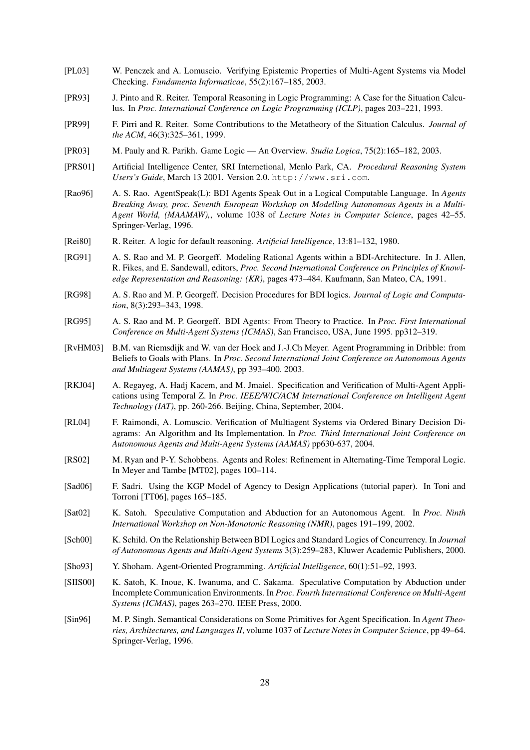[PL03] W. Penczek and A. Lomuscio. Verifying Epistemic Properties of Multi-Agent Systems via Model Checking. *Fundamenta Informaticae*, 55(2):167–185, 2003.

[PR93] J. Pinto and R. Reiter. Temporal Reasoning in Logic Programming: A Case for the Situation Calculus. In *Proc. International Conference on Logic Programming (ICLP)*, pages 203–221, 1993.

[PR99] F. Pirri and R. Reiter. Some Contributions to the Metatheory of the Situation Calculus. *Journal of the ACM*, 46(3):325–361, 1999.

[PR03] M. Pauly and R. Parikh. Game Logic — An Overview. *Studia Logica*, 75(2):165–182, 2003.

[PRS01] Artificial Intelligence Center, SRI Internetional, Menlo Park, CA. *Procedural Reasoning System Users's Guide*, March 13 2001. Version 2.0. `http://www.sri.com`.

[Rao96] A. S. Rao. AgentSpeak(L): BDI Agents Speak Out in a Logical Computable Language. In *Agents Breaking Away, proc. Seventh European Workshop on Modelling Autonomous Agents in a Multi-Agent World, (MAAMAW),*, volume 1038 of *Lecture Notes in Computer Science*, pages 42–55. Springer-Verlag, 1996.

[Rei80] R. Reiter. A logic for default reasoning. *Artificial Intelligence*, 13:81–132, 1980.

[RG91] A. S. Rao and M. P. Georgeff. Modeling Rational Agents within a BDI-Architecture. In J. Allen, R. Fikes, and E. Sandewall, editors, *Proc. Second International Conference on Principles of Knowledge Representation and Reasoning: (KR)*, pages 473–484. Kaufmann, San Mateo, CA, 1991.

[RG98] A. S. Rao and M. P. Georgeff. Decision Procedures for BDI logics. *Journal of Logic and Computation*, 8(3):293–343, 1998.

[RG95] A. S. Rao and M. P. Georgeff. BDI Agents: From Theory to Practice. In *Proc. First International Conference on Multi-Agent Systems (ICMAS)*, San Francisco, USA, June 1995. pp312–319.

[RvHM03] B.M. van Riemsdijk and W. van der Hoek and J.-J.Ch Meyer. Agent Programming in Dribble: from Beliefs to Goals with Plans. In *Proc. Second International Joint Conference on Autonomous Agents and Multiagent Systems (AAMAS)*, pp 393–400. 2003.

[RKJ04] A. Regayeg, A. Hadj Kacem, and M. Jmaiel. Specification and Verification of Multi-Agent Applications using Temporal Z. In *Proc. IEEE/WIC/ACM International Conference on Intelligent Agent Technology (IAT)*, pp. 260-266. Beijing, China, September, 2004.

[RL04] F. Raimondi, A. Lomuscio. Verification of Multiagent Systems via Ordered Binary Decision Diagrams: An Algorithm and Its Implementation. In *Proc. Third International Joint Conference on Autonomous Agents and Multi-Agent Systems (AAMAS)* pp630-637, 2004.

[RS02] M. Ryan and P-Y. Schobbens. Agents and Roles: Refinement in Alternating-Time Temporal Logic. In Meyer and Tambe [MT02], pages 100–114.

[Sad06] F. Sadri. Using the KGP Model of Agency to Design Applications (tutorial paper). In Toni and Torroni [TT06], pages 165–185.

[Sat02] K. Satoh. Speculative Computation and Abduction for an Autonomous Agent. In *Proc. Ninth International Workshop on Non-Monotonic Reasoning (NMR)*, pages 191–199, 2002.

[Sch00] K. Schild. On the Relationship Between BDI Logics and Standard Logics of Concurrency. In *Journal of Autonomous Agents and Multi-Agent Systems* 3(3):259–283, Kluwer Academic Publishers, 2000.

[Sho93] Y. Shoham. Agent-Oriented Programming. *Artificial Intelligence*, 60(1):51–92, 1993.

[SIIS00] K. Satoh, K. Inoue, K. Iwanuma, and C. Sakama. Speculative Computation by Abduction under Incomplete Communication Environments. In *Proc. Fourth International Conference on Multi-Agent Systems (ICMAS)*, pages 263–270. IEEE Press, 2000.

[Sin96] M. P. Singh. Semantical Considerations on Some Primitives for Agent Specification. In *Agent Theories, Architectures, and Languages II*, volume 1037 of *Lecture Notes in Computer Science*, pp 49–64. Springer-Verlag, 1996.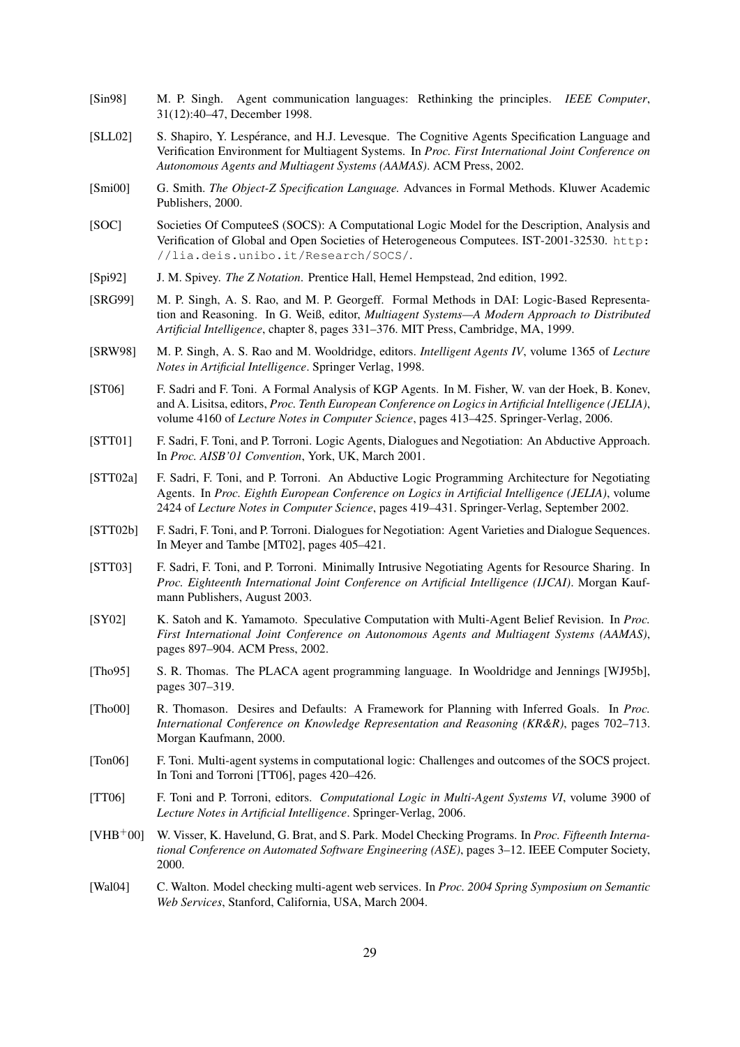[Sin98] M. P. Singh. Agent communication languages: Rethinking the principles. *IEEE Computer*, 31(12):40–47, December 1998.

[SLL02] S. Shapiro, Y. Lespérance, and H.J. Levesque. The Cognitive Agents Specification Language and Verification Environment for Multiagent Systems. In *Proc. First International Joint Conference on Autonomous Agents and Multiagent Systems (AAMAS)*. ACM Press, 2002.

[Smi00] G. Smith. *The Object-Z Specification Language.* Advances in Formal Methods. Kluwer Academic Publishers, 2000.

[SOC] Societies Of ComputeeS (SOCS): A Computational Logic Model for the Description, Analysis and Verification of Global and Open Societies of Heterogeneous Computees. IST-2001-32530. `http://lia.deis.unibo.it/Research/SOCS/`.

[Spi92] J. M. Spivey. *The Z Notation*. Prentice Hall, Hemel Hempstead, 2nd edition, 1992.

[SRG99] M. P. Singh, A. S. Rao, and M. P. Georgeff. Formal Methods in DAI: Logic-Based Representation and Reasoning. In G. Weiß, editor, *Multiagent Systems—A Modern Approach to Distributed Artificial Intelligence*, chapter 8, pages 331–376. MIT Press, Cambridge, MA, 1999.

[SRW98] M. P. Singh, A. S. Rao and M. Wooldridge, editors. *Intelligent Agents IV*, volume 1365 of *Lecture Notes in Artificial Intelligence*. Springer Verlag, 1998.

[ST06] F. Sadri and F. Toni. A Formal Analysis of KGP Agents. In M. Fisher, W. van der Hoek, B. Konev, and A. Lisitsa, editors, *Proc. Tenth European Conference on Logics in Artificial Intelligence (JELIA)*, volume 4160 of *Lecture Notes in Computer Science*, pages 413–425. Springer-Verlag, 2006.

[STT01] F. Sadri, F. Toni, and P. Torroni. Logic Agents, Dialogues and Negotiation: An Abductive Approach. In *Proc. AISB'01 Convention*, York, UK, March 2001.

[STT02a] F. Sadri, F. Toni, and P. Torroni. An Abductive Logic Programming Architecture for Negotiating Agents. In *Proc. Eighth European Conference on Logics in Artificial Intelligence (JELIA)*, volume 2424 of *Lecture Notes in Computer Science*, pages 419–431. Springer-Verlag, September 2002.

[STT02b] F. Sadri, F. Toni, and P. Torroni. Dialogues for Negotiation: Agent Varieties and Dialogue Sequences. In Meyer and Tambe [MT02], pages 405–421.

[STT03] F. Sadri, F. Toni, and P. Torroni. Minimally Intrusive Negotiating Agents for Resource Sharing. In *Proc. Eighteenth International Joint Conference on Artificial Intelligence (IJCAI)*. Morgan Kaufmann Publishers, August 2003.

[SY02] K. Satoh and K. Yamamoto. Speculative Computation with Multi-Agent Belief Revision. In *Proc. First International Joint Conference on Autonomous Agents and Multiagent Systems (AAMAS)*, pages 897–904. ACM Press, 2002.

[Tho95] S. R. Thomas. The PLACA agent programming language. In Wooldridge and Jennings [WJ95b], pages 307–319.

[Tho00] R. Thomason. Desires and Defaults: A Framework for Planning with Inferred Goals. In *Proc. International Conference on Knowledge Representation and Reasoning (KR&R)*, pages 702–713. Morgan Kaufmann, 2000.

[Ton06] F. Toni. Multi-agent systems in computational logic: Challenges and outcomes of the SOCS project. In Toni and Torroni [TT06], pages 420–426.

[TT06] F. Toni and P. Torroni, editors. *Computational Logic in Multi-Agent Systems VI*, volume 3900 of *Lecture Notes in Artificial Intelligence*. Springer-Verlag, 2006.

[VHB+00] W. Visser, K. Havelund, G. Brat, and S. Park. Model Checking Programs. In *Proc. Fifteenth International Conference on Automated Software Engineering (ASE)*, pages 3–12. IEEE Computer Society, 2000.

[Wal04] C. Walton. Model checking multi-agent web services. In *Proc. 2004 Spring Symposium on Semantic Web Services*, Stanford, California, USA, March 2004.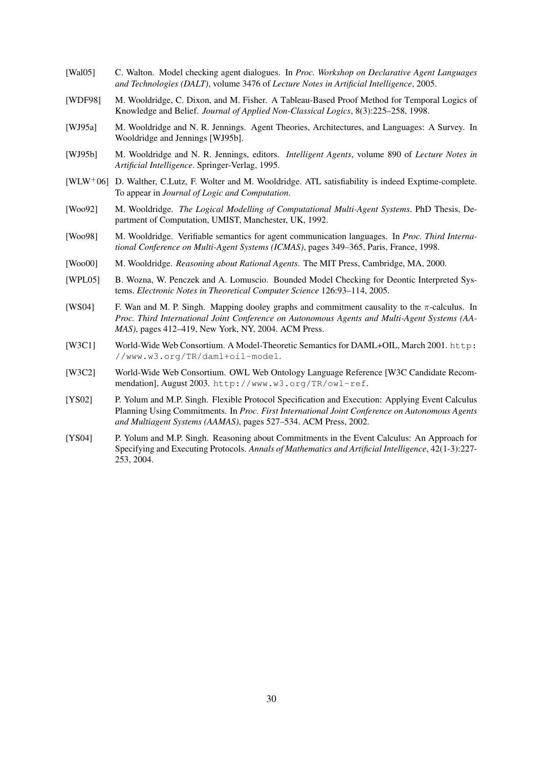[Wal05] C. Walton. Model checking agent dialogues. In *Proc. Workshop on Declarative Agent Languages and Technologies (DALT)*, volume 3476 of *Lecture Notes in Artificial Intelligence*, 2005.

[WDF98] M. Wooldridge, C. Dixon, and M. Fisher. A Tableau-Based Proof Method for Temporal Logics of Knowledge and Belief. *Journal of Applied Non-Classical Logics*, 8(3):225–258, 1998.

[WJ95a] M. Wooldridge and N. R. Jennings. Agent Theories, Architectures, and Languages: A Survey. In Wooldridge and Jennings [WJ95b].

[WJ95b] M. Wooldridge and N. R. Jennings, editors. *Intelligent Agents*, volume 890 of *Lecture Notes in Artificial Intelligence*. Springer-Verlag, 1995.

[WLW+06] D. Walther, C.Lutz, F. Wolter and M. Wooldridge. ATL satisfiability is indeed Exptime-complete. To appear in *Journal of Logic and Computation*.

[Woo92] M. Wooldridge. *The Logical Modelling of Computational Multi-Agent Systems*. PhD Thesis, Department of Computation, UMIST, Manchester, UK, 1992.

[Woo98] M. Wooldridge. Verifiable semantics for agent communication languages. In *Proc. Third International Conference on Multi-Agent Systems (ICMAS)*, pages 349–365, Paris, France, 1998.

[Woo00] M. Wooldridge. *Reasoning about Rational Agents*. The MIT Press, Cambridge, MA, 2000.

[WPL05] B. Wozna, W. Penczek and A. Lomuscio. Bounded Model Checking for Deontic Interpreted Systems. *Electronic Notes in Theoretical Computer Science* 126:93–114, 2005.

[WS04] F. Wan and M. P. Singh. Mapping dooley graphs and commitment causality to the $\pi$-calculus. In *Proc. Third International Joint Conference on Autonomous Agents and Multi-Agent Systems (AAMAS)*, pages 412–419, New York, NY, 2004. ACM Press.

[W3C1] World-Wide Web Consortium. A Model-Theoretic Semantics for DAML+OIL, March 2001. `http://www.w3.org/TR/daml+oil-model`.

[W3C2] World-Wide Web Consortium. OWL Web Ontology Language Reference [W3C Candidate Recommendation], August 2003. `http://www.w3.org/TR/owl-ref`.

[YS02] P. Yolum and M.P. Singh. Flexible Protocol Specification and Execution: Applying Event Calculus Planning Using Commitments. In *Proc. First International Joint Conference on Autonomous Agents and Multiagent Systems (AAMAS)*, pages 527–534. ACM Press, 2002.

[YS04] P. Yolum and M.P. Singh. Reasoning about Commitments in the Event Calculus: An Approach for Specifying and Executing Protocols. *Annals of Mathematics and Artificial Intelligence*, 42(1-3):227-253, 2004.